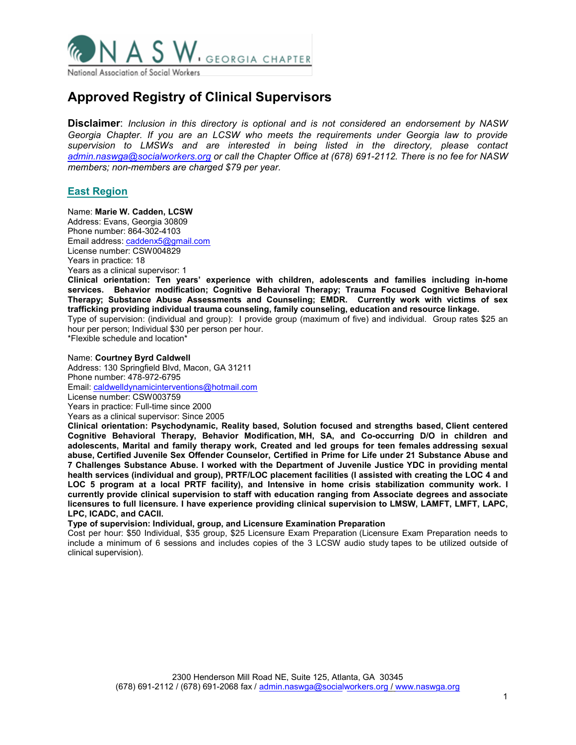NASW GEORGIA CHAPTER
National Association of Social Workers

# Approved Registry of Clinical Supervisors

**Disclaimer**: *Inclusion in this directory is optional and is not considered an endorsement by NASW Georgia Chapter. If you are an LCSW who meets the requirements under Georgia law to provide supervision to LMSWs and are interested in being listed in the directory, please contact admin.naswga@socialworkers.org or call the Chapter Office at (678) 691-2112. There is no fee for NASW members; non-members are charged $79 per year.*

## East Region

Name: **Marie W. Cadden, LCSW**
Address: Evans, Georgia 30809
Phone number: 864-302-4103
Email address: caddenx5@gmail.com
License number: CSW004829
Years in practice: 18
Years as a clinical supervisor: 1
**Clinical orientation: Ten years' experience with children, adolescents and families including in-home services. Behavior modification; Cognitive Behavioral Therapy; Trauma Focused Cognitive Behavioral Therapy; Substance Abuse Assessments and Counseling; EMDR. Currently work with victims of sex trafficking providing individual trauma counseling, family counseling, education and resource linkage.**
Type of supervision: (individual and group): I provide group (maximum of five) and individual. Group rates $25 an hour per person; Individual $30 per person per hour.
*Flexible schedule and location*

Name: **Courtney Byrd Caldwell**
Address: 130 Springfield Blvd, Macon, GA 31211
Phone number: 478-972-6795
Email: caldwelldynamicinterventions@hotmail.com
License number: CSW003759
Years in practice: Full-time since 2000
Years as a clinical supervisor: Since 2005
**Clinical orientation: Psychodynamic, Reality based, Solution focused and strengths based, Client centered Cognitive Behavioral Therapy, Behavior Modification, MH, SA, and Co-occurring D/O in children and adolescents, Marital and family therapy work, Created and led groups for teen females addressing sexual abuse, Certified Juvenile Sex Offender Counselor, Certified in Prime for Life under 21 Substance Abuse and 7 Challenges Substance Abuse. I worked with the Department of Juvenile Justice YDC in providing mental health services (individual and group), PRTF/LOC placement facilities (I assisted with creating the LOC 4 and LOC 5 program at a local PRTF facility), and Intensive in home crisis stabilization community work. I currently provide clinical supervision to staff with education ranging from Associate degrees and associate licensures to full licensure. I have experience providing clinical supervision to LMSW, LAMFT, LMFT, LAPC, LPC, ICADC, and CACII.**
**Type of supervision: Individual, group, and Licensure Examination Preparation**
Cost per hour: $50 Individual, $35 group, $25 Licensure Exam Preparation (Licensure Exam Preparation needs to include a minimum of 6 sessions and includes copies of the 3 LCSW audio study tapes to be utilized outside of clinical supervision).

2300 Henderson Mill Road NE, Suite 125, Atlanta, GA 30345
(678) 691-2112 / (678) 691-2068 fax / admin.naswga@socialworkers.org / www.naswga.org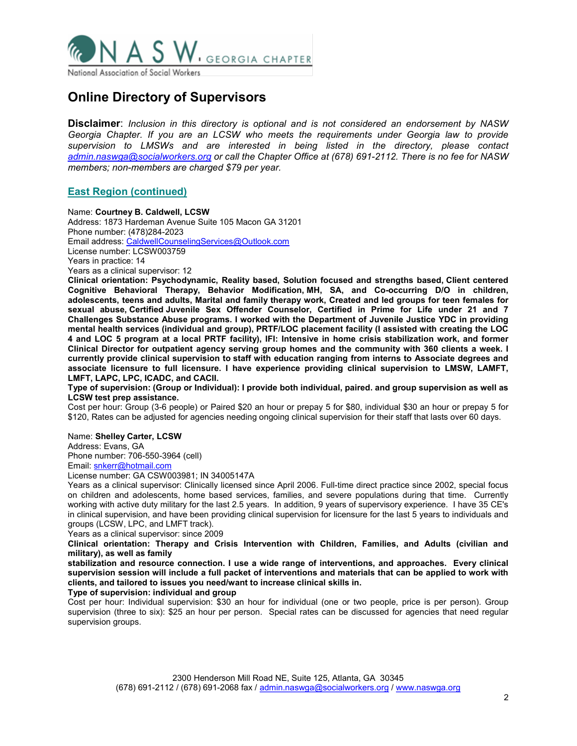NASW Georgia Chapter
National Association of Social Workers

# Online Directory of Supervisors

**Disclaimer**: *Inclusion in this directory is optional and is not considered an endorsement by NASW Georgia Chapter. If you are an LCSW who meets the requirements under Georgia law to provide supervision to LMSWs and are interested in being listed in the directory, please contact admin.naswga@socialworkers.org or call the Chapter Office at (678) 691-2112. There is no fee for NASW members; non-members are charged $79 per year.*

## East Region (continued)

Name: **Courtney B. Caldwell, LCSW**
Address: 1873 Hardeman Avenue Suite 105 Macon GA 31201
Phone number: (478)284-2023
Email address: CaldwellCounselingServices@Outlook.com
License number: LCSW003759
Years in practice: 14
Years as a clinical supervisor: 12
**Clinical orientation: Psychodynamic, Reality based, Solution focused and strengths based, Client centered Cognitive Behavioral Therapy, Behavior Modification, MH, SA, and Co-occurring D/O in children, adolescents, teens and adults, Marital and family therapy work, Created and led groups for teen females for sexual abuse, Certified Juvenile Sex Offender Counselor, Certified in Prime for Life under 21 and 7 Challenges Substance Abuse programs. I worked with the Department of Juvenile Justice YDC in providing mental health services (individual and group), PRTF/LOC placement facility (I assisted with creating the LOC 4 and LOC 5 program at a local PRTF facility), IFI: Intensive in home crisis stabilization work, and former Clinical Director for outpatient agency serving group homes and the community with 360 clients a week. I currently provide clinical supervision to staff with education ranging from interns to Associate degrees and associate licensure to full licensure. I have experience providing clinical supervision to LMSW, LAMFT, LMFT, LAPC, LPC, ICADC, and CACII.**
**Type of supervision: (Group or Individual): I provide both individual, paired. and group supervision as well as LCSW test prep assistance.**
Cost per hour: Group (3-6 people) or Paired $20 an hour or prepay 5 for $80, individual $30 an hour or prepay 5 for $120, Rates can be adjusted for agencies needing ongoing clinical supervision for their staff that lasts over 60 days.

Name: **Shelley Carter, LCSW**
Address: Evans, GA
Phone number: 706-550-3964 (cell)
Email: snkerr@hotmail.com
License number: GA CSW003981; IN 34005147A
Years as a clinical supervisor: Clinically licensed since April 2006. Full-time direct practice since 2002, special focus on children and adolescents, home based services, families, and severe populations during that time. Currently working with active duty military for the last 2.5 years. In addition, 9 years of supervisory experience. I have 35 CE's in clinical supervision, and have been providing clinical supervision for licensure for the last 5 years to individuals and groups (LCSW, LPC, and LMFT track).
Years as a clinical supervisor: since 2009
**Clinical orientation: Therapy and Crisis Intervention with Children, Families, and Adults (civilian and military), as well as family stabilization and resource connection. I use a wide range of interventions, and approaches. Every clinical supervision session will include a full packet of interventions and materials that can be applied to work with clients, and tailored to issues you need/want to increase clinical skills in.**
**Type of supervision: individual and group**
Cost per hour: Individual supervision: $30 an hour for individual (one or two people, price is per person). Group supervision (three to six): $25 an hour per person. Special rates can be discussed for agencies that need regular supervision groups.

2300 Henderson Mill Road NE, Suite 125, Atlanta, GA 30345
(678) 691-2112 / (678) 691-2068 fax / admin.naswga@socialworkers.org / www.naswga.org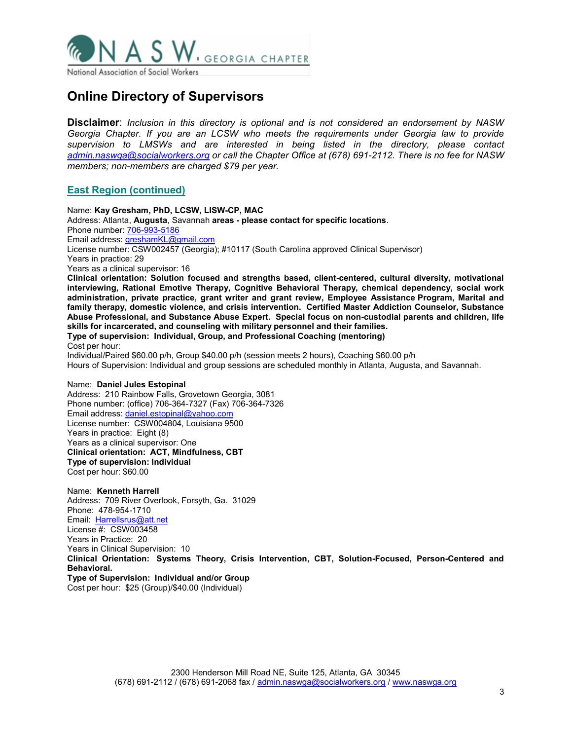# Online Directory of Supervisors

**Disclaimer**: *Inclusion in this directory is optional and is not considered an endorsement by NASW Georgia Chapter. If you are an LCSW who meets the requirements under Georgia law to provide supervision to LMSWs and are interested in being listed in the directory, please contact admin.naswga@socialworkers.org or call the Chapter Office at (678) 691-2112. There is no fee for NASW members; non-members are charged $79 per year.*

## East Region (continued)

Name: **Kay Gresham, PhD, LCSW, LISW-CP, MAC**
Address: Atlanta, **Augusta**, Savannah **areas - please contact for specific locations**.
Phone number: 706-993-5186
Email address: greshamKL@gmail.com
License number: CSW002457 (Georgia); #10117 (South Carolina approved Clinical Supervisor)
Years in practice: 29
Years as a clinical supervisor: 16
**Clinical orientation: Solution focused and strengths based, client-centered, cultural diversity, motivational interviewing, Rational Emotive Therapy, Cognitive Behavioral Therapy, chemical dependency, social work administration, private practice, grant writer and grant review, Employee Assistance Program, Marital and family therapy, domestic violence, and crisis intervention. Certified Master Addiction Counselor, Substance Abuse Professional, and Substance Abuse Expert. Special focus on non-custodial parents and children, life skills for incarcerated, and counseling with military personnel and their families.**
**Type of supervision: Individual, Group, and Professional Coaching (mentoring)**
Cost per hour:
Individual/Paired $60.00 p/h, Group $40.00 p/h (session meets 2 hours), Coaching $60.00 p/h
Hours of Supervision: Individual and group sessions are scheduled monthly in Atlanta, Augusta, and Savannah.

Name: **Daniel Jules Estopinal**
Address: 210 Rainbow Falls, Grovetown Georgia, 3081
Phone number: (office) 706-364-7327 (Fax) 706-364-7326
Email address: daniel.estopinal@yahoo.com
License number: CSW004804, Louisiana 9500
Years in practice: Eight (8)
Years as a clinical supervisor: One
**Clinical orientation: ACT, Mindfulness, CBT**
**Type of supervision: Individual**
Cost per hour: $60.00

Name: **Kenneth Harrell**
Address: 709 River Overlook, Forsyth, Ga. 31029
Phone: 478-954-1710
Email: Harrellsrus@att.net
License #: CSW003458
Years in Practice: 20
Years in Clinical Supervision: 10
**Clinical Orientation: Systems Theory, Crisis Intervention, CBT, Solution-Focused, Person-Centered and Behavioral.**
**Type of Supervision: Individual and/or Group**
Cost per hour: $25 (Group)/$40.00 (Individual)

2300 Henderson Mill Road NE, Suite 125, Atlanta, GA 30345
(678) 691-2112 / (678) 691-2068 fax / admin.naswga@socialworkers.org / www.naswga.org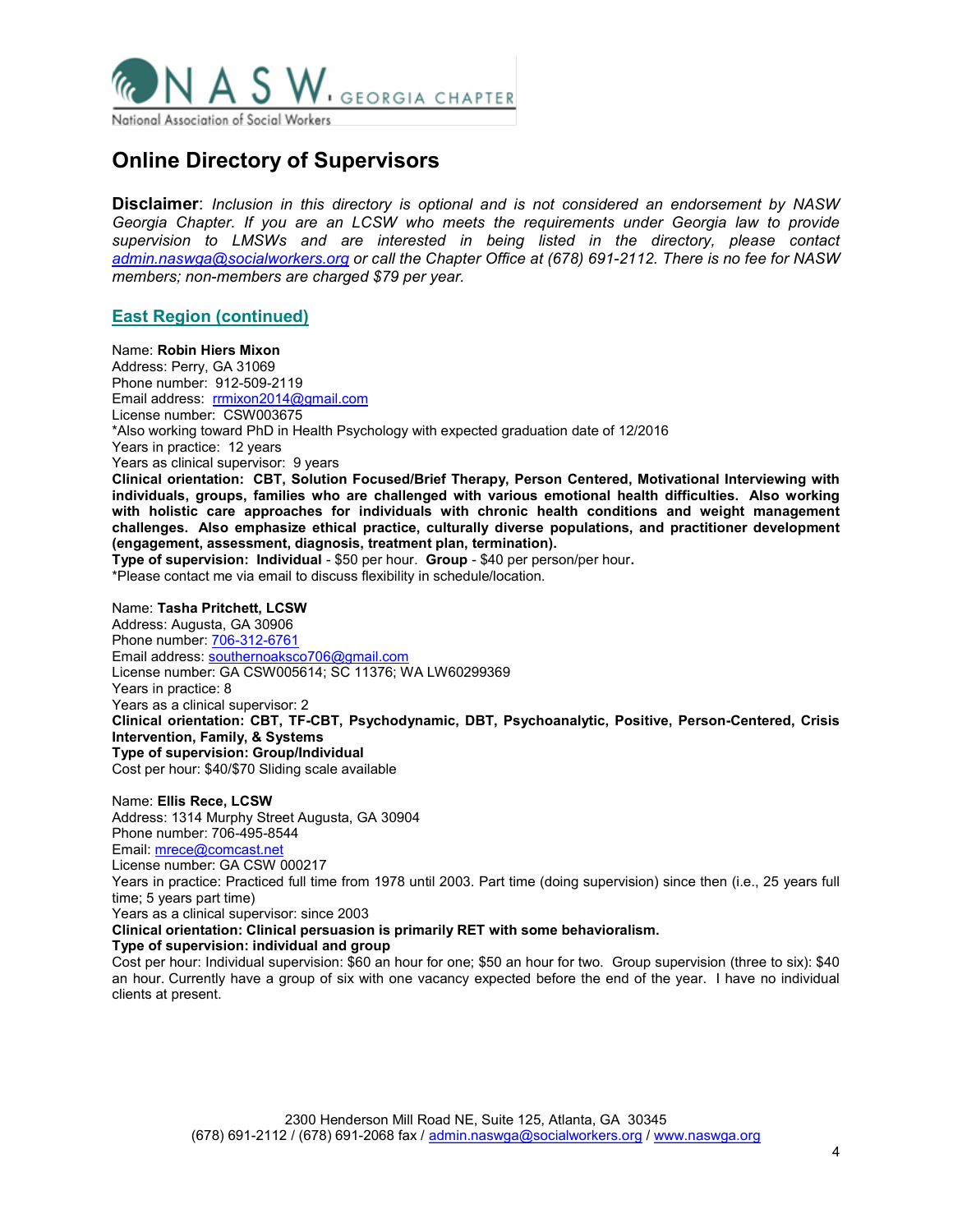NASW GEORGIA CHAPTER
National Association of Social Workers

# Online Directory of Supervisors

**Disclaimer**: *Inclusion in this directory is optional and is not considered an endorsement by NASW Georgia Chapter. If you are an LCSW who meets the requirements under Georgia law to provide supervision to LMSWs and are interested in being listed in the directory, please contact admin.naswga@socialworkers.org or call the Chapter Office at (678) 691-2112. There is no fee for NASW members; non-members are charged $79 per year.*

## East Region (continued)

Name: **Robin Hiers Mixon**
Address: Perry, GA 31069
Phone number: 912-509-2119
Email address: rrmixon2014@gmail.com
License number: CSW003675
*Also working toward PhD in Health Psychology with expected graduation date of 12/2016
Years in practice: 12 years
Years as clinical supervisor: 9 years
**Clinical orientation: CBT, Solution Focused/Brief Therapy, Person Centered, Motivational Interviewing with individuals, groups, families who are challenged with various emotional health difficulties. Also working with holistic care approaches for individuals with chronic health conditions and weight management challenges. Also emphasize ethical practice, culturally diverse populations, and practitioner development (engagement, assessment, diagnosis, treatment plan, termination).**
**Type of supervision: Individual** - $50 per hour. **Group** - $40 per person/per hour**.**
*Please contact me via email to discuss flexibility in schedule/location.

Name: **Tasha Pritchett, LCSW**
Address: Augusta, GA 30906
Phone number: 706-312-6761
Email address: southernoaksco706@gmail.com
License number: GA CSW005614; SC 11376; WA LW60299369
Years in practice: 8
Years as a clinical supervisor: 2
**Clinical orientation: CBT, TF-CBT, Psychodynamic, DBT, Psychoanalytic, Positive, Person-Centered, Crisis Intervention, Family, & Systems**
**Type of supervision: Group/Individual**
Cost per hour: $40/$70 Sliding scale available

Name: **Ellis Rece, LCSW**
Address: 1314 Murphy Street Augusta, GA 30904
Phone number: 706-495-8544
Email: mrece@comcast.net
License number: GA CSW 000217
Years in practice: Practiced full time from 1978 until 2003. Part time (doing supervision) since then (i.e., 25 years full time; 5 years part time)
Years as a clinical supervisor: since 2003
**Clinical orientation: Clinical persuasion is primarily RET with some behavioralism.**
**Type of supervision: individual and group**
Cost per hour: Individual supervision: $60 an hour for one; $50 an hour for two. Group supervision (three to six): $40 an hour. Currently have a group of six with one vacancy expected before the end of the year. I have no individual clients at present.

2300 Henderson Mill Road NE, Suite 125, Atlanta, GA 30345
(678) 691-2112 / (678) 691-2068 fax / admin.naswga@socialworkers.org / www.naswga.org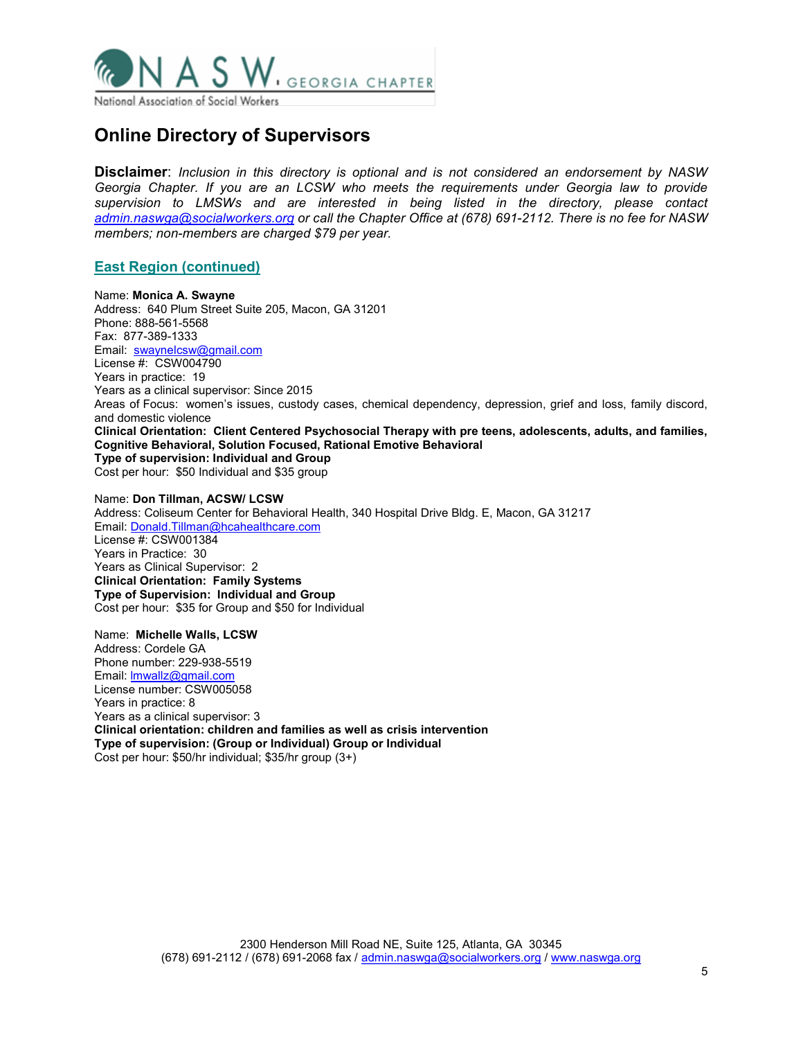## Online Directory of Supervisors

**Disclaimer**: *Inclusion in this directory is optional and is not considered an endorsement by NASW Georgia Chapter. If you are an LCSW who meets the requirements under Georgia law to provide supervision to LMSWs and are interested in being listed in the directory, please contact admin.naswga@socialworkers.org or call the Chapter Office at (678) 691-2112. There is no fee for NASW members; non-members are charged $79 per year.*

### East Region (continued)

Name: **Monica A. Swayne**
Address: 640 Plum Street Suite 205, Macon, GA 31201
Phone: 888-561-5568
Fax: 877-389-1333
Email: swaynelcsw@gmail.com
License #: CSW004790
Years in practice: 19
Years as a clinical supervisor: Since 2015
Areas of Focus: women's issues, custody cases, chemical dependency, depression, grief and loss, family discord, and domestic violence
**Clinical Orientation: Client Centered Psychosocial Therapy with pre teens, adolescents, adults, and families, Cognitive Behavioral, Solution Focused, Rational Emotive Behavioral**
**Type of supervision: Individual and Group**
Cost per hour: $50 Individual and $35 group

Name: **Don Tillman, ACSW/ LCSW**
Address: Coliseum Center for Behavioral Health, 340 Hospital Drive Bldg. E, Macon, GA 31217
Email: Donald.Tillman@hcahealthcare.com
License #: CSW001384
Years in Practice: 30
Years as Clinical Supervisor: 2
**Clinical Orientation: Family Systems**
**Type of Supervision: Individual and Group**
Cost per hour: $35 for Group and $50 for Individual

Name: **Michelle Walls, LCSW**
Address: Cordele GA
Phone number: 229-938-5519
Email: lmwallz@gmail.com
License number: CSW005058
Years in practice: 8
Years as a clinical supervisor: 3
**Clinical orientation: children and families as well as crisis intervention**
**Type of supervision: (Group or Individual) Group or Individual**
Cost per hour: $50/hr individual; $35/hr group (3+)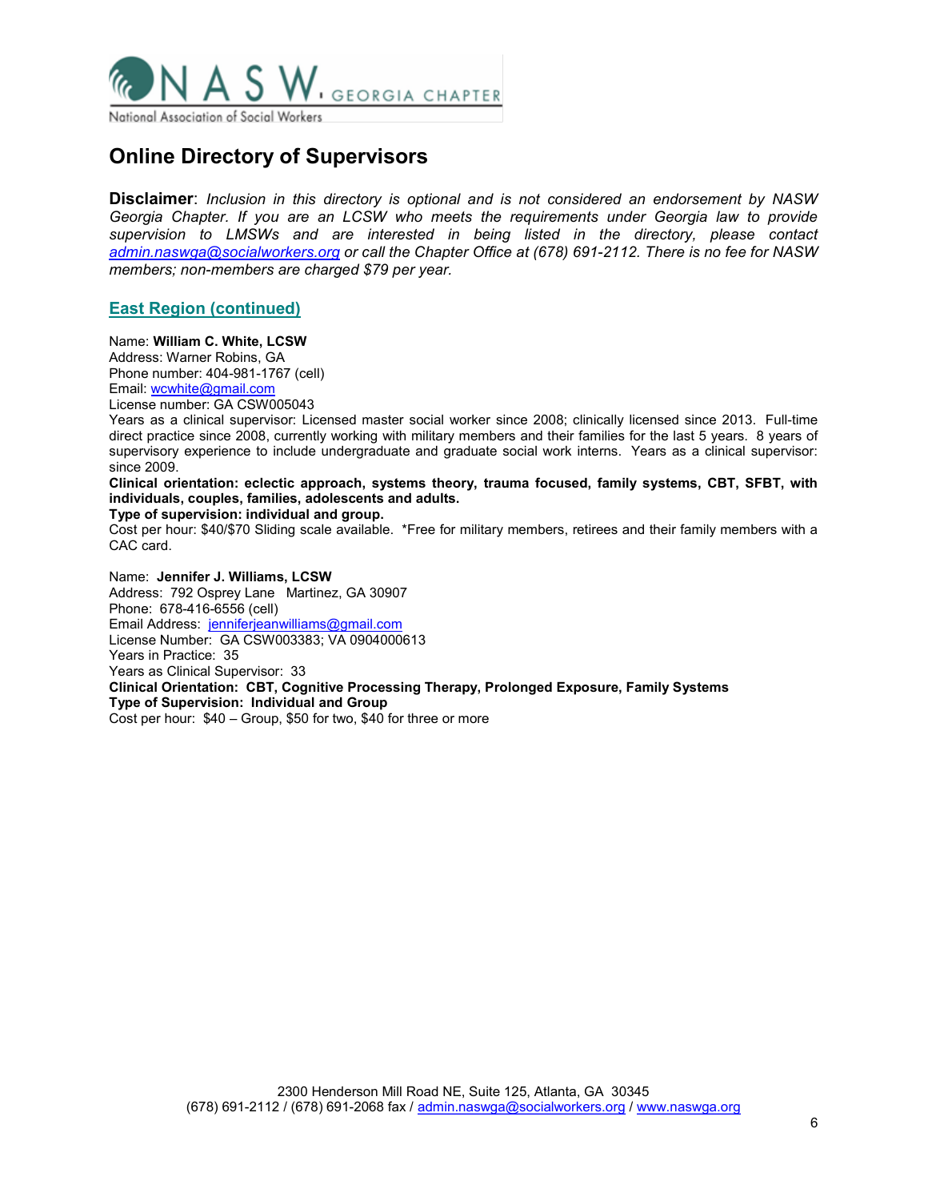NASW GEORGIA CHAPTER
National Association of Social Workers

## Online Directory of Supervisors

**Disclaimer**: *Inclusion in this directory is optional and is not considered an endorsement by NASW Georgia Chapter. If you are an LCSW who meets the requirements under Georgia law to provide supervision to LMSWs and are interested in being listed in the directory, please contact admin.naswga@socialworkers.org or call the Chapter Office at (678) 691-2112. There is no fee for NASW members; non-members are charged $79 per year.*

### East Region (continued)

Name: **William C. White, LCSW**
Address: Warner Robins, GA
Phone number: 404-981-1767 (cell)
Email: wcwhite@gmail.com
License number: GA CSW005043
Years as a clinical supervisor: Licensed master social worker since 2008; clinically licensed since 2013. Full-time direct practice since 2008, currently working with military members and their families for the last 5 years. 8 years of supervisory experience to include undergraduate and graduate social work interns. Years as a clinical supervisor: since 2009.
**Clinical orientation: eclectic approach, systems theory, trauma focused, family systems, CBT, SFBT, with individuals, couples, families, adolescents and adults.**
**Type of supervision: individual and group.**
Cost per hour: $40/$70 Sliding scale available. *Free for military members, retirees and their family members with a CAC card.

Name: **Jennifer J. Williams, LCSW**
Address: 792 Osprey Lane Martinez, GA 30907
Phone: 678-416-6556 (cell)
Email Address: jenniferjeanwilliams@gmail.com
License Number: GA CSW003383; VA 0904000613
Years in Practice: 35
Years as Clinical Supervisor: 33
**Clinical Orientation: CBT, Cognitive Processing Therapy, Prolonged Exposure, Family Systems**
**Type of Supervision: Individual and Group**
Cost per hour: $40 – Group, $50 for two, $40 for three or more

2300 Henderson Mill Road NE, Suite 125, Atlanta, GA 30345
(678) 691-2112 / (678) 691-2068 fax / admin.naswga@socialworkers.org / www.naswga.org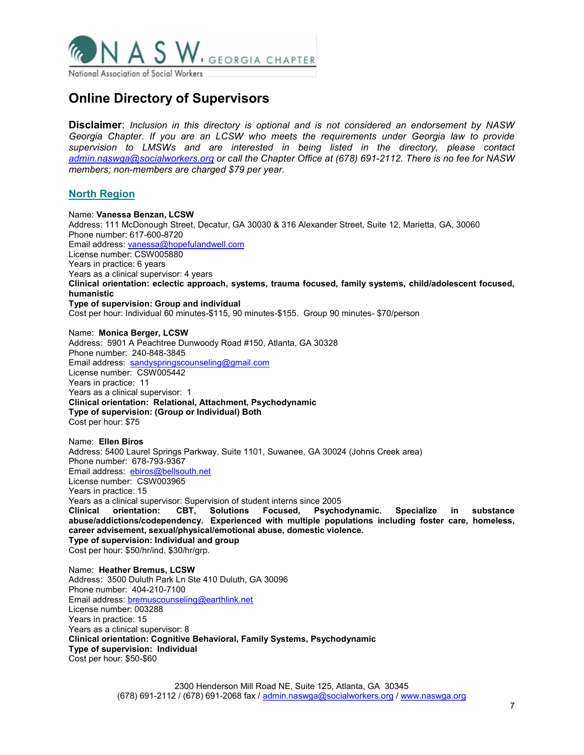NASW GEORGIA CHAPTER
National Association of Social Workers

# Online Directory of Supervisors

**Disclaimer**: *Inclusion in this directory is optional and is not considered an endorsement by NASW Georgia Chapter. If you are an LCSW who meets the requirements under Georgia law to provide supervision to LMSWs and are interested in being listed in the directory, please contact admin.naswga@socialworkers.org or call the Chapter Office at (678) 691-2112. There is no fee for NASW members; non-members are charged $79 per year.*

## North Region

Name: **Vanessa Benzan, LCSW**
Address: 111 McDonough Street, Decatur, GA 30030 & 316 Alexander Street, Suite 12, Marietta, GA, 30060
Phone number: 617-600-8720
Email address: vanessa@hopefulandwell.com
License number: CSW005880
Years in practice: 6 years
Years as a clinical supervisor: 4 years
**Clinical orientation: eclectic approach, systems, trauma focused, family systems, child/adolescent focused, humanistic**
**Type of supervision: Group and individual**
Cost per hour: Individual 60 minutes-$115, 90 minutes-$155. Group 90 minutes- $70/person

Name: **Monica Berger, LCSW**
Address: 5901 A Peachtree Dunwoody Road #150, Atlanta, GA 30328
Phone number: 240-848-3845
Email address: sandyspringscounseling@gmail.com
License number: CSW005442
Years in practice: 11
Years as a clinical supervisor: 1
**Clinical orientation: Relational, Attachment, Psychodynamic**
**Type of supervision: (Group or Individual) Both**
Cost per hour: $75

Name: **Ellen Biros**
Address: 5400 Laurel Springs Parkway, Suite 1101, Suwanee, GA 30024 (Johns Creek area)
Phone number: 678-793-9367
Email address: ebiros@bellsouth.net
License number: CSW003965
Years in practice: 15
Years as a clinical supervisor: Supervision of student interns since 2005
**Clinical orientation: CBT, Solutions Focused, Psychodynamic. Specialize in substance abuse/addictions/codependency. Experienced with multiple populations including foster care, homeless, career advisement, sexual/physical/emotional abuse, domestic violence.**
**Type of supervision: Individual and group**
Cost per hour: $50/hr/ind. $30/hr/grp.

Name: **Heather Bremus, LCSW**
Address: 3500 Duluth Park Ln Ste 410 Duluth, GA 30096
Phone number: 404-210-7100
Email address: bremuscounseling@earthlink.net
License number: 003288
Years in practice: 15
Years as a clinical supervisor: 8
**Clinical orientation: Cognitive Behavioral, Family Systems, Psychodynamic**
**Type of supervision: Individual**
Cost per hour: $50-$60

2300 Henderson Mill Road NE, Suite 125, Atlanta, GA 30345
(678) 691-2112 / (678) 691-2068 fax / admin.naswga@socialworkers.org / www.naswga.org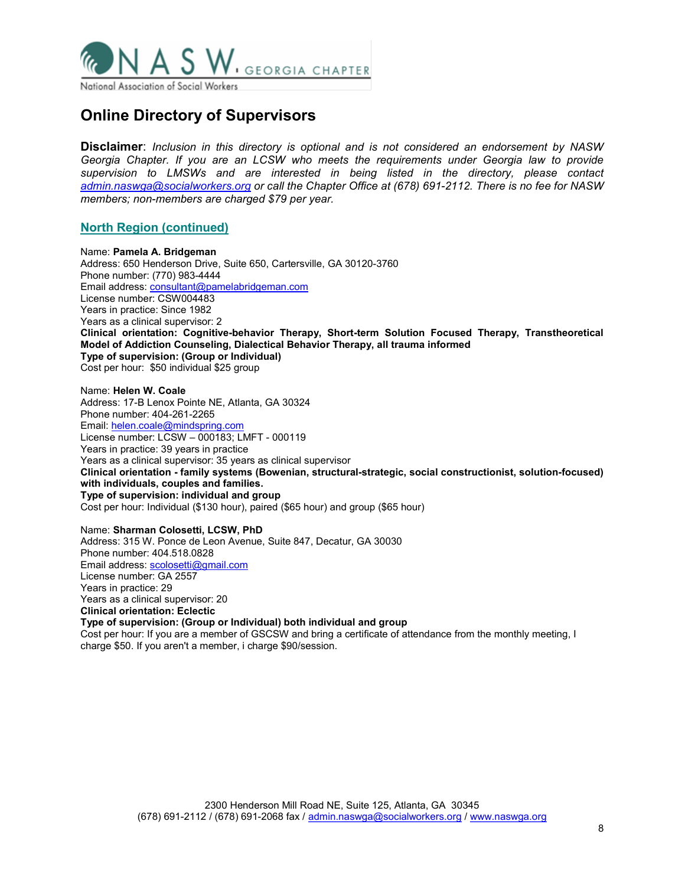NASW GEORGIA CHAPTER
National Association of Social Workers

# Online Directory of Supervisors

**Disclaimer**: *Inclusion in this directory is optional and is not considered an endorsement by NASW Georgia Chapter. If you are an LCSW who meets the requirements under Georgia law to provide supervision to LMSWs and are interested in being listed in the directory, please contact admin.naswga@socialworkers.org or call the Chapter Office at (678) 691-2112. There is no fee for NASW members; non-members are charged $79 per year.*

## North Region (continued)

Name: **Pamela A. Bridgeman**
Address: 650 Henderson Drive, Suite 650, Cartersville, GA 30120-3760
Phone number: (770) 983-4444
Email address: consultant@pamelabridgeman.com
License number: CSW004483
Years in practice: Since 1982
Years as a clinical supervisor: 2
**Clinical orientation: Cognitive-behavior Therapy, Short-term Solution Focused Therapy, Transtheoretical Model of Addiction Counseling, Dialectical Behavior Therapy, all trauma informed**
**Type of supervision: (Group or Individual)**
Cost per hour: $50 individual $25 group

Name: **Helen W. Coale**
Address: 17-B Lenox Pointe NE, Atlanta, GA 30324
Phone number: 404-261-2265
Email: helen.coale@mindspring.com
License number: LCSW – 000183; LMFT - 000119
Years in practice: 39 years in practice
Years as a clinical supervisor: 35 years as clinical supervisor
**Clinical orientation - family systems (Bowenian, structural-strategic, social constructionist, solution-focused) with individuals, couples and families.**
**Type of supervision: individual and group**
Cost per hour: Individual ($130 hour), paired ($65 hour) and group ($65 hour)

Name: **Sharman Colosetti, LCSW, PhD**
Address: 315 W. Ponce de Leon Avenue, Suite 847, Decatur, GA 30030
Phone number: 404.518.0828
Email address: scolosetti@gmail.com
License number: GA 2557
Years in practice: 29
Years as a clinical supervisor: 20
**Clinical orientation: Eclectic**
**Type of supervision: (Group or Individual) both individual and group**
Cost per hour: If you are a member of GSCSW and bring a certificate of attendance from the monthly meeting, I charge $50. If you aren't a member, i charge $90/session.

2300 Henderson Mill Road NE, Suite 125, Atlanta, GA 30345
(678) 691-2112 / (678) 691-2068 fax / admin.naswga@socialworkers.org / www.naswga.org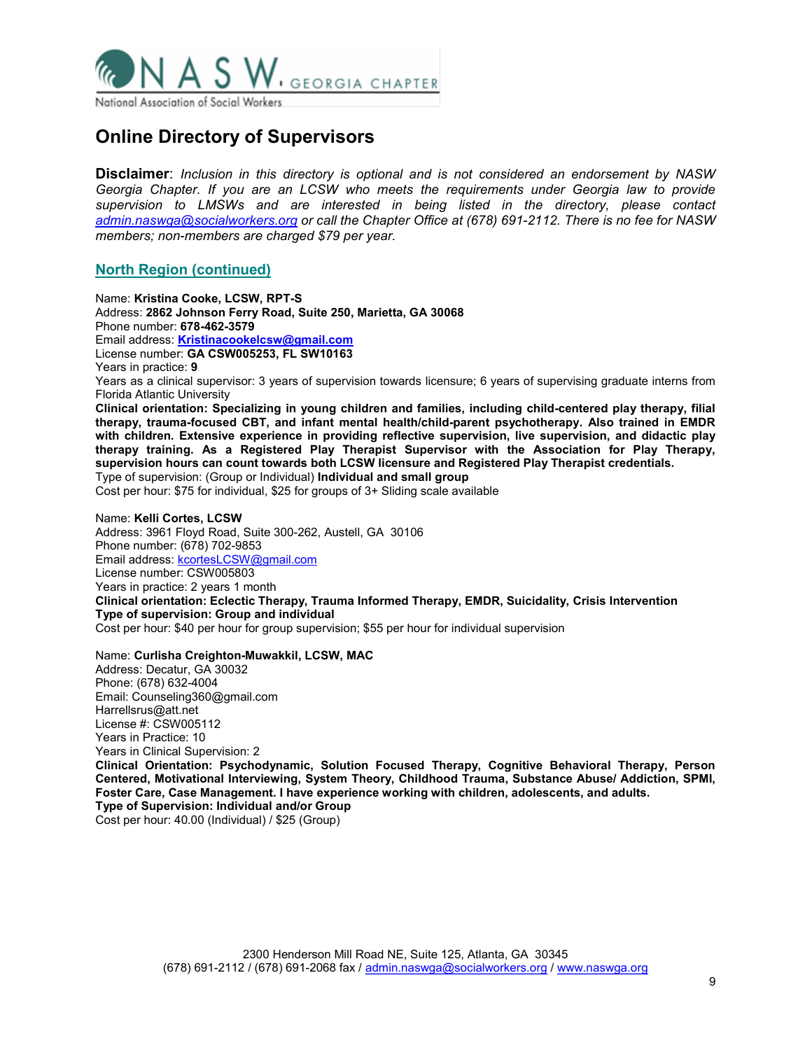# Online Directory of Supervisors

**Disclaimer**: *Inclusion in this directory is optional and is not considered an endorsement by NASW Georgia Chapter. If you are an LCSW who meets the requirements under Georgia law to provide supervision to LMSWs and are interested in being listed in the directory, please contact admin.naswga@socialworkers.org or call the Chapter Office at (678) 691-2112. There is no fee for NASW members; non-members are charged $79 per year.*

## North Region (continued)

Name: **Kristina Cooke, LCSW, RPT-S**
Address: **2862 Johnson Ferry Road, Suite 250, Marietta, GA 30068**
Phone number: **678-462-3579**
Email address: **Kristinacookelcsw@gmail.com**
License number: **GA CSW005253, FL SW10163**
Years in practice: **9**
Years as a clinical supervisor: 3 years of supervision towards licensure; 6 years of supervising graduate interns from Florida Atlantic University
**Clinical orientation: Specializing in young children and families, including child-centered play therapy, filial therapy, trauma-focused CBT, and infant mental health/child-parent psychotherapy. Also trained in EMDR with children. Extensive experience in providing reflective supervision, live supervision, and didactic play therapy training. As a Registered Play Therapist Supervisor with the Association for Play Therapy, supervision hours can count towards both LCSW licensure and Registered Play Therapist credentials.**
Type of supervision: (Group or Individual) **Individual and small group**
Cost per hour: $75 for individual, $25 for groups of 3+ Sliding scale available

Name: **Kelli Cortes, LCSW**
Address: 3961 Floyd Road, Suite 300-262, Austell, GA 30106
Phone number: (678) 702-9853
Email address: kcortesLCSW@gmail.com
License number: CSW005803
Years in practice: 2 years 1 month
**Clinical orientation: Eclectic Therapy, Trauma Informed Therapy, EMDR, Suicidality, Crisis Intervention**
**Type of supervision: Group and individual**
Cost per hour: $40 per hour for group supervision; $55 per hour for individual supervision

Name: **Curlisha Creighton-Muwakkil, LCSW, MAC**
Address: Decatur, GA 30032
Phone: (678) 632-4004
Email: Counseling360@gmail.com
Harrellsrus@att.net
License #: CSW005112
Years in Practice: 10
Years in Clinical Supervision: 2
**Clinical Orientation: Psychodynamic, Solution Focused Therapy, Cognitive Behavioral Therapy, Person Centered, Motivational Interviewing, System Theory, Childhood Trauma, Substance Abuse/ Addiction, SPMI, Foster Care, Case Management. I have experience working with children, adolescents, and adults.**
**Type of Supervision: Individual and/or Group**
Cost per hour: 40.00 (Individual) / $25 (Group)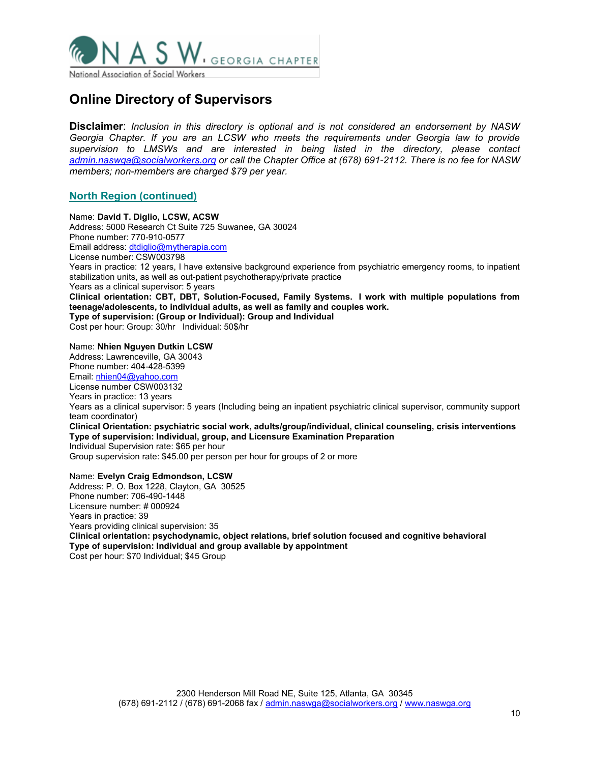# Online Directory of Supervisors

**Disclaimer**: *Inclusion in this directory is optional and is not considered an endorsement by NASW Georgia Chapter. If you are an LCSW who meets the requirements under Georgia law to provide supervision to LMSWs and are interested in being listed in the directory, please contact admin.naswga@socialworkers.org or call the Chapter Office at (678) 691-2112. There is no fee for NASW members; non-members are charged $79 per year.*

## North Region (continued)

Name: **David T. Diglio, LCSW, ACSW**
Address: 5000 Research Ct Suite 725 Suwanee, GA 30024
Phone number: 770-910-0577
Email address: dtdiglio@mytherapia.com
License number: CSW003798
Years in practice: 12 years, I have extensive background experience from psychiatric emergency rooms, to inpatient stabilization units, as well as out-patient psychotherapy/private practice
Years as a clinical supervisor: 5 years
**Clinical orientation: CBT, DBT, Solution-Focused, Family Systems. I work with multiple populations from teenage/adolescents, to individual adults, as well as family and couples work.**
**Type of supervision: (Group or Individual): Group and Individual**
Cost per hour: Group: 30/hr Individual: 50$/hr

Name: **Nhien Nguyen Dutkin LCSW**
Address: Lawrenceville, GA 30043
Phone number: 404-428-5399
Email: nhien04@yahoo.com
License number CSW003132
Years in practice: 13 years
Years as a clinical supervisor: 5 years (Including being an inpatient psychiatric clinical supervisor, community support team coordinator)
**Clinical Orientation: psychiatric social work, adults/group/individual, clinical counseling, crisis interventions**
**Type of supervision: Individual, group, and Licensure Examination Preparation**
Individual Supervision rate: $65 per hour
Group supervision rate: $45.00 per person per hour for groups of 2 or more

Name: **Evelyn Craig Edmondson, LCSW**
Address: P. O. Box 1228, Clayton, GA 30525
Phone number: 706-490-1448
Licensure number: # 000924
Years in practice: 39
Years providing clinical supervision: 35
**Clinical orientation: psychodynamic, object relations, brief solution focused and cognitive behavioral**
**Type of supervision: Individual and group available by appointment**
Cost per hour: $70 Individual; $45 Group

2300 Henderson Mill Road NE, Suite 125, Atlanta, GA 30345
(678) 691-2112 / (678) 691-2068 fax / admin.naswga@socialworkers.org / www.naswga.org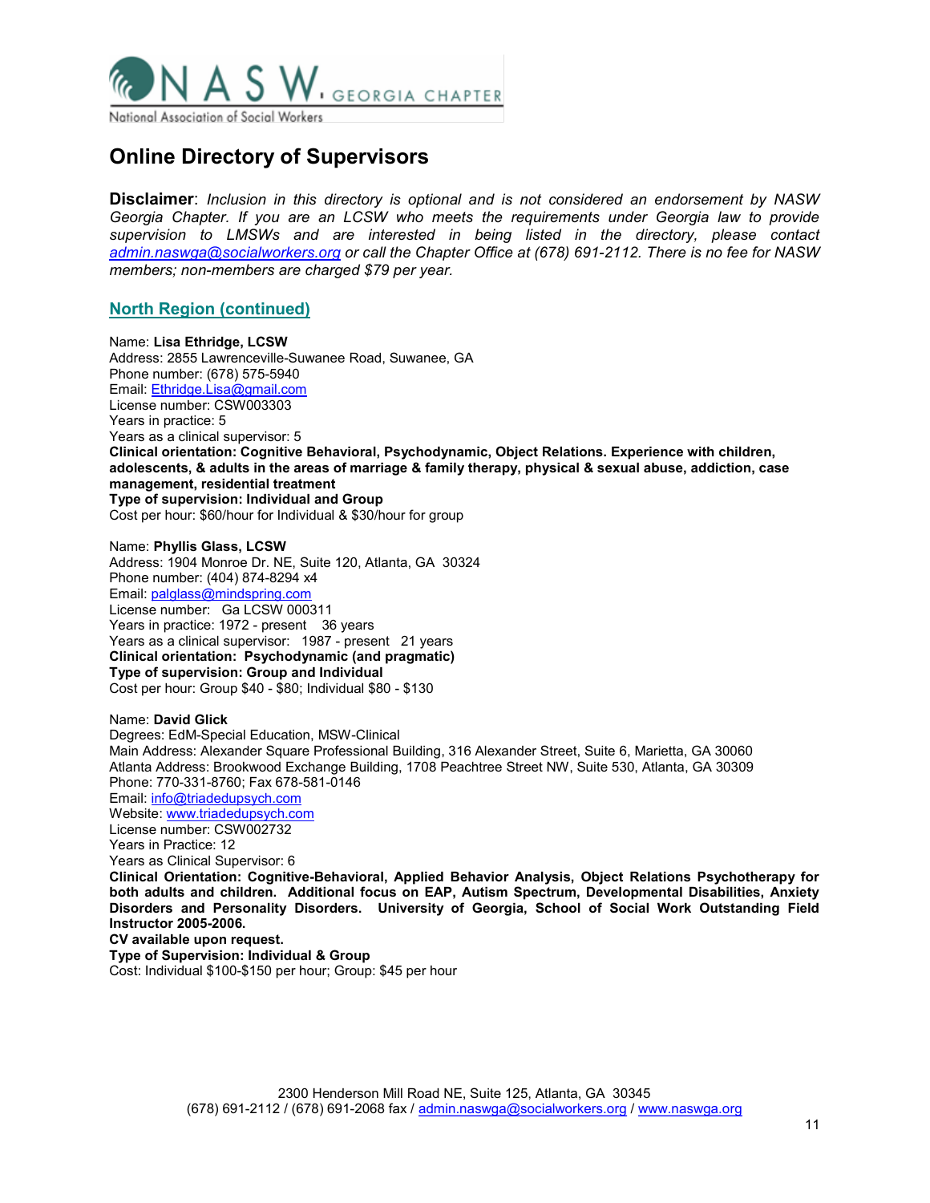NASW GEORGIA CHAPTER
National Association of Social Workers

# Online Directory of Supervisors

**Disclaimer**: *Inclusion in this directory is optional and is not considered an endorsement by NASW Georgia Chapter. If you are an LCSW who meets the requirements under Georgia law to provide supervision to LMSWs and are interested in being listed in the directory, please contact admin.naswga@socialworkers.org or call the Chapter Office at (678) 691-2112. There is no fee for NASW members; non-members are charged $79 per year.*

## North Region (continued)

Name: **Lisa Ethridge, LCSW**
Address: 2855 Lawrenceville-Suwanee Road, Suwanee, GA
Phone number: (678) 575-5940
Email: Ethridge.Lisa@gmail.com
License number: CSW003303
Years in practice: 5
Years as a clinical supervisor: 5
**Clinical orientation: Cognitive Behavioral, Psychodynamic, Object Relations. Experience with children, adolescents, & adults in the areas of marriage & family therapy, physical & sexual abuse, addiction, case management, residential treatment**
**Type of supervision: Individual and Group**
Cost per hour: $60/hour for Individual & $30/hour for group

Name: **Phyllis Glass, LCSW**
Address: 1904 Monroe Dr. NE, Suite 120, Atlanta, GA 30324
Phone number: (404) 874-8294 x4
Email: palglass@mindspring.com
License number: Ga LCSW 000311
Years in practice: 1972 - present 36 years
Years as a clinical supervisor: 1987 - present 21 years
**Clinical orientation: Psychodynamic (and pragmatic)**
**Type of supervision: Group and Individual**
Cost per hour: Group $40 - $80; Individual $80 - $130

Name: **David Glick**
Degrees: EdM-Special Education, MSW-Clinical
Main Address: Alexander Square Professional Building, 316 Alexander Street, Suite 6, Marietta, GA 30060
Atlanta Address: Brookwood Exchange Building, 1708 Peachtree Street NW, Suite 530, Atlanta, GA 30309
Phone: 770-331-8760; Fax 678-581-0146
Email: info@triadedupsych.com
Website: www.triadedupsych.com
License number: CSW002732
Years in Practice: 12
Years as Clinical Supervisor: 6
**Clinical Orientation: Cognitive-Behavioral, Applied Behavior Analysis, Object Relations Psychotherapy for both adults and children. Additional focus on EAP, Autism Spectrum, Developmental Disabilities, Anxiety Disorders and Personality Disorders. University of Georgia, School of Social Work Outstanding Field Instructor 2005-2006.**
**CV available upon request.**
**Type of Supervision: Individual & Group**
Cost: Individual $100-$150 per hour; Group: $45 per hour

2300 Henderson Mill Road NE, Suite 125, Atlanta, GA 30345
(678) 691-2112 / (678) 691-2068 fax / admin.naswga@socialworkers.org / www.naswga.org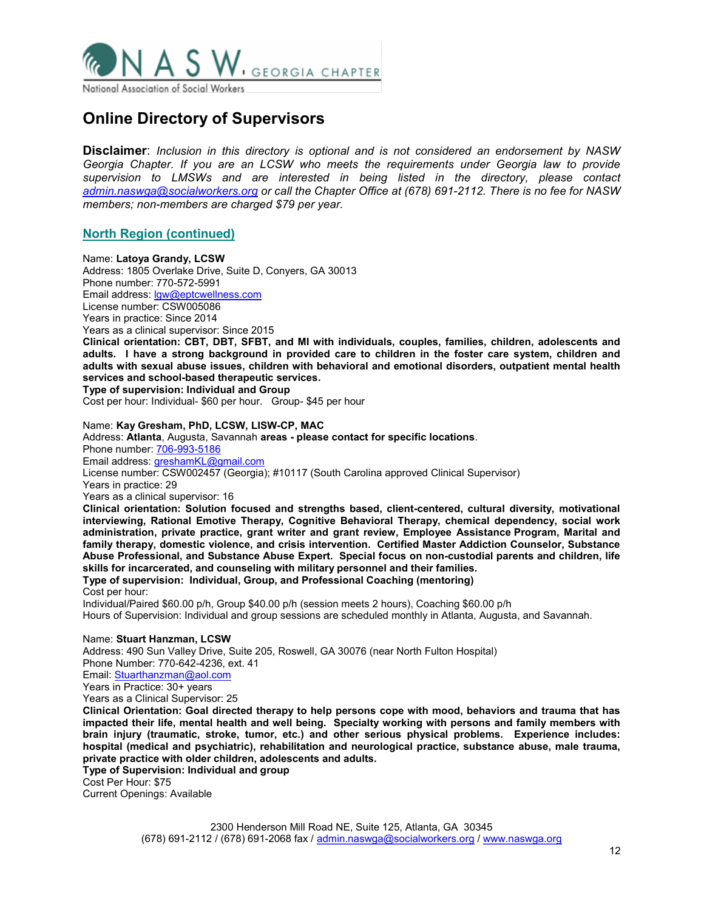# Online Directory of Supervisors

**Disclaimer**: *Inclusion in this directory is optional and is not considered an endorsement by NASW Georgia Chapter. If you are an LCSW who meets the requirements under Georgia law to provide supervision to LMSWs and are interested in being listed in the directory, please contact admin.naswga@socialworkers.org or call the Chapter Office at (678) 691-2112. There is no fee for NASW members; non-members are charged $79 per year.*

## North Region (continued)

Name: **Latoya Grandy, LCSW**
Address: 1805 Overlake Drive, Suite D, Conyers, GA 30013
Phone number: 770-572-5991
Email address: lgw@eptcwellness.com
License number: CSW005086
Years in practice: Since 2014
Years as a clinical supervisor: Since 2015
**Clinical orientation: CBT, DBT, SFBT, and MI with individuals, couples, families, children, adolescents and adults. I have a strong background in provided care to children in the foster care system, children and adults with sexual abuse issues, children with behavioral and emotional disorders, outpatient mental health services and school-based therapeutic services.**
**Type of supervision: Individual and Group**
Cost per hour: Individual- $60 per hour. Group- $45 per hour

Name: **Kay Gresham, PhD, LCSW, LISW-CP, MAC**
Address: **Atlanta**, Augusta, Savannah **areas - please contact for specific locations**.
Phone number: 706-993-5186
Email address: greshamKL@gmail.com
License number: CSW002457 (Georgia); #10117 (South Carolina approved Clinical Supervisor)
Years in practice: 29
Years as a clinical supervisor: 16
**Clinical orientation: Solution focused and strengths based, client-centered, cultural diversity, motivational interviewing, Rational Emotive Therapy, Cognitive Behavioral Therapy, chemical dependency, social work administration, private practice, grant writer and grant review, Employee Assistance Program, Marital and family therapy, domestic violence, and crisis intervention. Certified Master Addiction Counselor, Substance Abuse Professional, and Substance Abuse Expert. Special focus on non-custodial parents and children, life skills for incarcerated, and counseling with military personnel and their families.**
**Type of supervision: Individual, Group, and Professional Coaching (mentoring)**
Cost per hour:
Individual/Paired $60.00 p/h, Group $40.00 p/h (session meets 2 hours), Coaching $60.00 p/h
Hours of Supervision: Individual and group sessions are scheduled monthly in Atlanta, Augusta, and Savannah.

Name: **Stuart Hanzman, LCSW**
Address: 490 Sun Valley Drive, Suite 205, Roswell, GA 30076 (near North Fulton Hospital)
Phone Number: 770-642-4236, ext. 41
Email: Stuarthanzman@aol.com
Years in Practice: 30+ years
Years as a Clinical Supervisor: 25
**Clinical Orientation: Goal directed therapy to help persons cope with mood, behaviors and trauma that has impacted their life, mental health and well being. Specialty working with persons and family members with brain injury (traumatic, stroke, tumor, etc.) and other serious physical problems. Experience includes: hospital (medical and psychiatric), rehabilitation and neurological practice, substance abuse, male trauma, private practice with older children, adolescents and adults.**
**Type of Supervision: Individual and group**
Cost Per Hour: $75
Current Openings: Available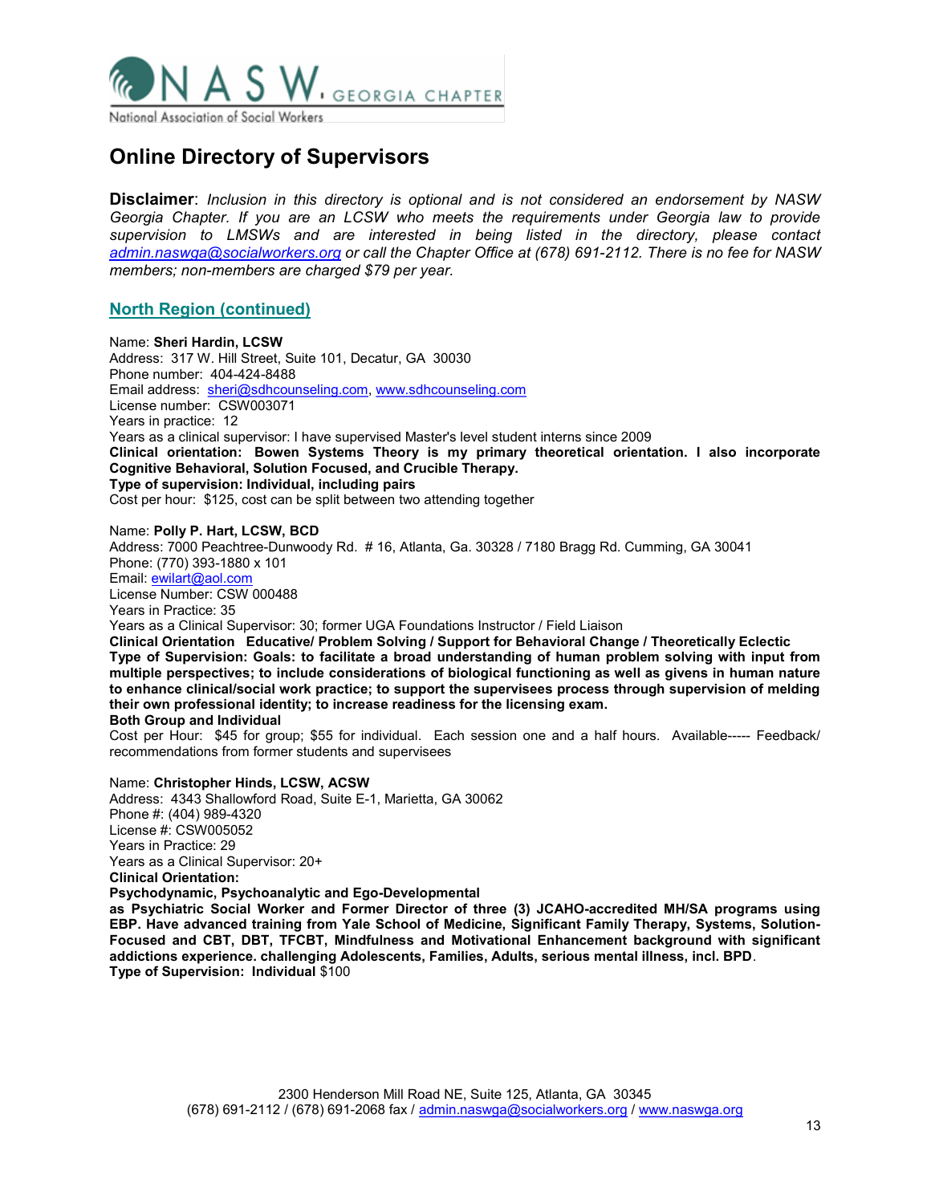NASW GEORGIA CHAPTER
National Association of Social Workers

# Online Directory of Supervisors

**Disclaimer**: *Inclusion in this directory is optional and is not considered an endorsement by NASW Georgia Chapter. If you are an LCSW who meets the requirements under Georgia law to provide supervision to LMSWs and are interested in being listed in the directory, please contact admin.naswga@socialworkers.org or call the Chapter Office at (678) 691-2112. There is no fee for NASW members; non-members are charged $79 per year.*

## North Region (continued)

Name: **Sheri Hardin, LCSW**
Address: 317 W. Hill Street, Suite 101, Decatur, GA 30030
Phone number: 404-424-8488
Email address: sheri@sdhcounseling.com, www.sdhcounseling.com
License number: CSW003071
Years in practice: 12
Years as a clinical supervisor: I have supervised Master's level student interns since 2009
**Clinical orientation: Bowen Systems Theory is my primary theoretical orientation. I also incorporate Cognitive Behavioral, Solution Focused, and Crucible Therapy.**
**Type of supervision: Individual, including pairs**
Cost per hour: $125, cost can be split between two attending together

Name: **Polly P. Hart, LCSW, BCD**
Address: 7000 Peachtree-Dunwoody Rd. # 16, Atlanta, Ga. 30328 / 7180 Bragg Rd. Cumming, GA 30041
Phone: (770) 393-1880 x 101
Email: ewilart@aol.com
License Number: CSW 000488
Years in Practice: 35
Years as a Clinical Supervisor: 30; former UGA Foundations Instructor / Field Liaison
**Clinical Orientation Educative/ Problem Solving / Support for Behavioral Change / Theoretically Eclectic**
**Type of Supervision: Goals: to facilitate a broad understanding of human problem solving with input from multiple perspectives; to include considerations of biological functioning as well as givens in human nature to enhance clinical/social work practice; to support the supervisees process through supervision of melding their own professional identity; to increase readiness for the licensing exam.**
**Both Group and Individual**
Cost per Hour: $45 for group; $55 for individual. Each session one and a half hours. Available----- Feedback/ recommendations from former students and supervisees

Name: **Christopher Hinds, LCSW, ACSW**
Address: 4343 Shallowford Road, Suite E-1, Marietta, GA 30062
Phone #: (404) 989-4320
License #: CSW005052
Years in Practice: 29
Years as a Clinical Supervisor: 20+
**Clinical Orientation:**
**Psychodynamic, Psychoanalytic and Ego-Developmental**
**as Psychiatric Social Worker and Former Director of three (3) JCAHO-accredited MH/SA programs using EBP. Have advanced training from Yale School of Medicine, Significant Family Therapy, Systems, Solution-Focused and CBT, DBT, TFCBT, Mindfulness and Motivational Enhancement background with significant addictions experience. challenging Adolescents, Families, Adults, serious mental illness, incl. BPD**.
**Type of Supervision: Individual** $100

2300 Henderson Mill Road NE, Suite 125, Atlanta, GA 30345
(678) 691-2112 / (678) 691-2068 fax / admin.naswga@socialworkers.org / www.naswga.org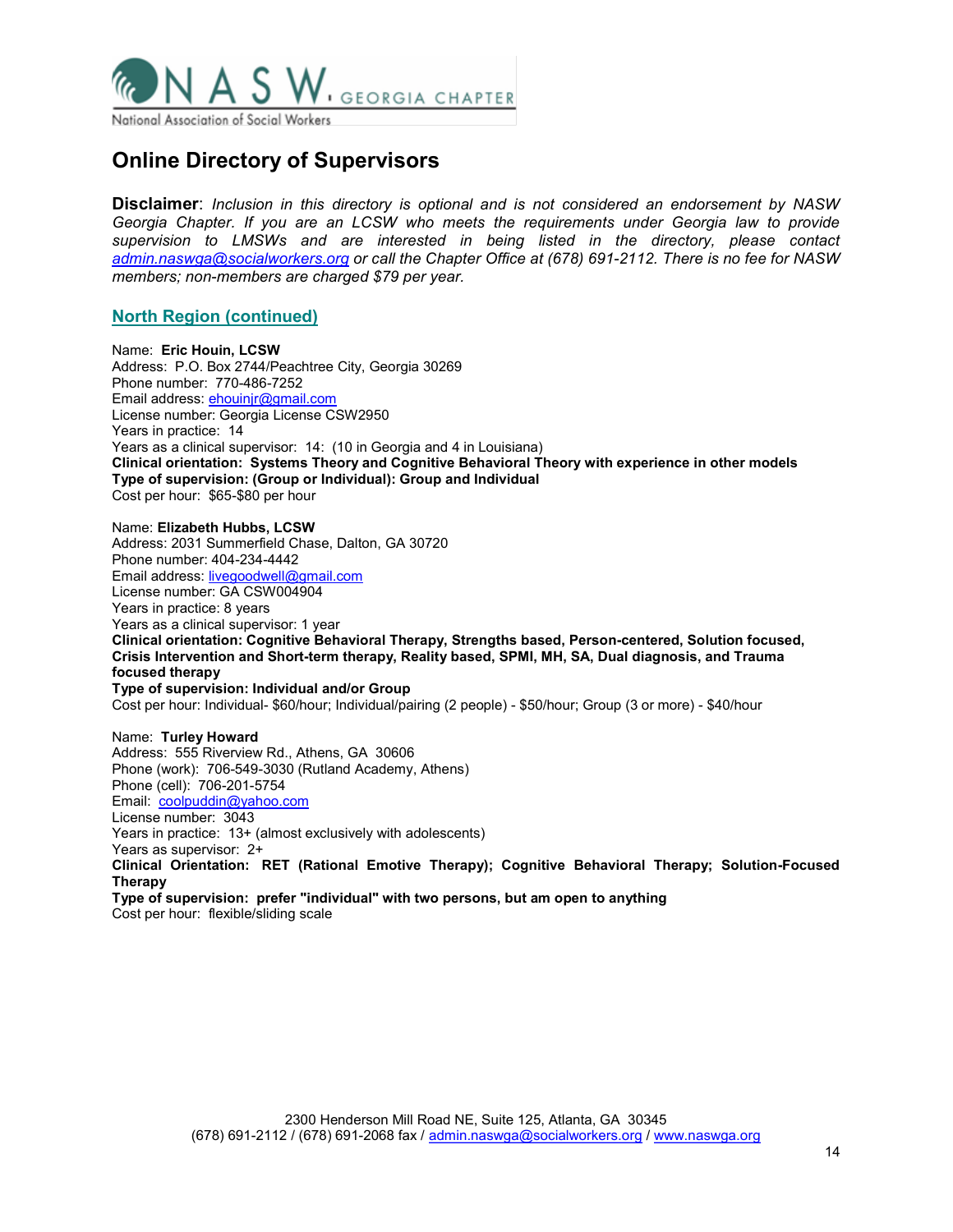NASW GEORGIA CHAPTER
National Association of Social Workers

# Online Directory of Supervisors

**Disclaimer**: *Inclusion in this directory is optional and is not considered an endorsement by NASW Georgia Chapter. If you are an LCSW who meets the requirements under Georgia law to provide supervision to LMSWs and are interested in being listed in the directory, please contact admin.naswga@socialworkers.org or call the Chapter Office at (678) 691-2112. There is no fee for NASW members; non-members are charged $79 per year.*

## North Region (continued)

Name: **Eric Houin, LCSW**
Address: P.O. Box 2744/Peachtree City, Georgia 30269
Phone number: 770-486-7252
Email address: ehouinjr@gmail.com
License number: Georgia License CSW2950
Years in practice: 14
Years as a clinical supervisor: 14: (10 in Georgia and 4 in Louisiana)
**Clinical orientation: Systems Theory and Cognitive Behavioral Theory with experience in other models**
**Type of supervision: (Group or Individual): Group and Individual**
Cost per hour: $65-$80 per hour

Name: **Elizabeth Hubbs, LCSW**
Address: 2031 Summerfield Chase, Dalton, GA 30720
Phone number: 404-234-4442
Email address: livegoodwell@gmail.com
License number: GA CSW004904
Years in practice: 8 years
Years as a clinical supervisor: 1 year
**Clinical orientation: Cognitive Behavioral Therapy, Strengths based, Person-centered, Solution focused, Crisis Intervention and Short-term therapy, Reality based, SPMI, MH, SA, Dual diagnosis, and Trauma focused therapy**
**Type of supervision: Individual and/or Group**
Cost per hour: Individual- $60/hour; Individual/pairing (2 people) - $50/hour; Group (3 or more) - $40/hour

Name: **Turley Howard**
Address: 555 Riverview Rd., Athens, GA 30606
Phone (work): 706-549-3030 (Rutland Academy, Athens)
Phone (cell): 706-201-5754
Email: coolpuddin@yahoo.com
License number: 3043
Years in practice: 13+ (almost exclusively with adolescents)
Years as supervisor: 2+
**Clinical Orientation: RET (Rational Emotive Therapy); Cognitive Behavioral Therapy; Solution-Focused Therapy**
**Type of supervision: prefer "individual" with two persons, but am open to anything**
Cost per hour: flexible/sliding scale

2300 Henderson Mill Road NE, Suite 125, Atlanta, GA 30345
(678) 691-2112 / (678) 691-2068 fax / admin.naswga@socialworkers.org / www.naswga.org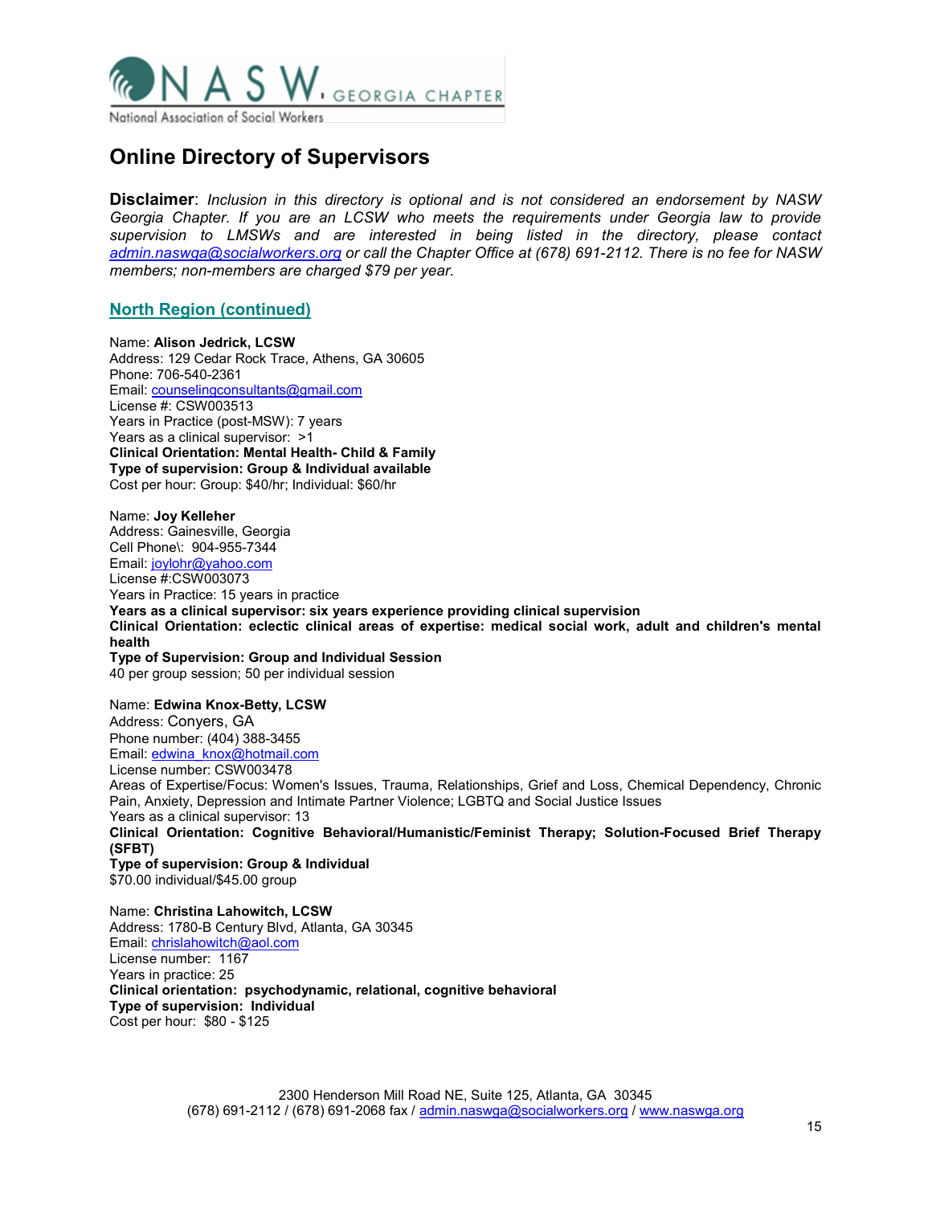NASW GEORGIA CHAPTER
National Association of Social Workers

# Online Directory of Supervisors

**Disclaimer**: *Inclusion in this directory is optional and is not considered an endorsement by NASW Georgia Chapter. If you are an LCSW who meets the requirements under Georgia law to provide supervision to LMSWs and are interested in being listed in the directory, please contact admin.naswga@socialworkers.org or call the Chapter Office at (678) 691-2112. There is no fee for NASW members; non-members are charged $79 per year.*

## North Region (continued)

Name: **Alison Jedrick, LCSW**
Address: 129 Cedar Rock Trace, Athens, GA 30605
Phone: 706-540-2361
Email: counselingconsultants@gmail.com
License #: CSW003513
Years in Practice (post-MSW): 7 years
Years as a clinical supervisor: >1
**Clinical Orientation: Mental Health- Child & Family**
**Type of supervision: Group & Individual available**
Cost per hour: Group: $40/hr; Individual: $60/hr

Name: **Joy Kelleher**
Address: Gainesville, Georgia
Cell Phone\: 904-955-7344
Email: joylohr@yahoo.com
License #:CSW003073
Years in Practice: 15 years in practice
**Years as a clinical supervisor: six years experience providing clinical supervision**
**Clinical Orientation: eclectic clinical areas of expertise: medical social work, adult and children's mental health**
**Type of Supervision: Group and Individual Session**
40 per group session; 50 per individual session

Name: **Edwina Knox-Betty, LCSW**
Address: Conyers, GA
Phone number: (404) 388-3455
Email: edwina_knox@hotmail.com
License number: CSW003478
Areas of Expertise/Focus: Women's Issues, Trauma, Relationships, Grief and Loss, Chemical Dependency, Chronic Pain, Anxiety, Depression and Intimate Partner Violence; LGBTQ and Social Justice Issues
Years as a clinical supervisor: 13
**Clinical Orientation: Cognitive Behavioral/Humanistic/Feminist Therapy; Solution-Focused Brief Therapy (SFBT)**
**Type of supervision: Group & Individual**
$70.00 individual/$45.00 group

Name: **Christina Lahowitch, LCSW**
Address: 1780-B Century Blvd, Atlanta, GA 30345
Email: chrislahowitch@aol.com
License number: 1167
Years in practice: 25
**Clinical orientation: psychodynamic, relational, cognitive behavioral**
**Type of supervision: Individual**
Cost per hour: $80 - $125

2300 Henderson Mill Road NE, Suite 125, Atlanta, GA 30345
(678) 691-2112 / (678) 691-2068 fax / admin.naswga@socialworkers.org / www.naswga.org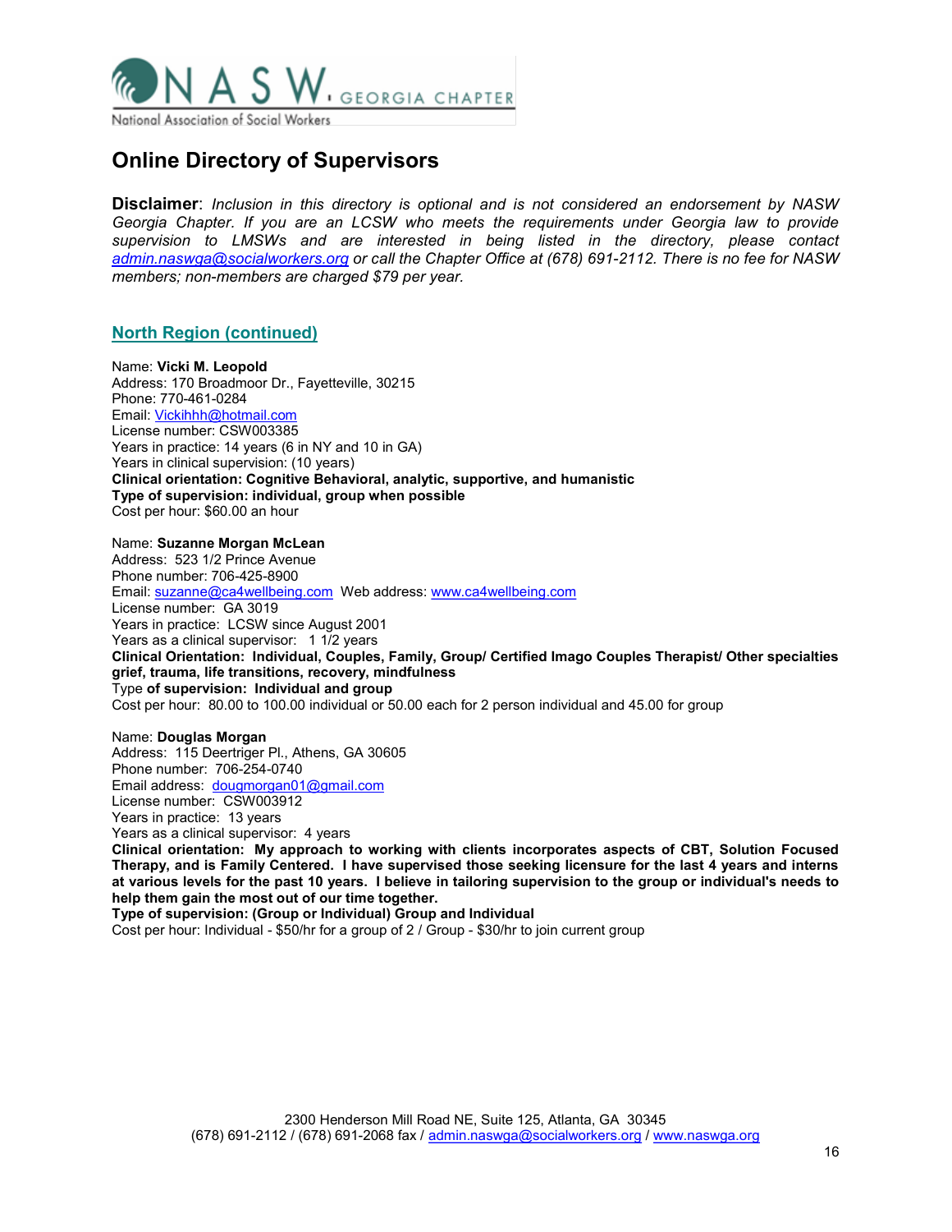NASW GEORGIA CHAPTER
National Association of Social Workers

# Online Directory of Supervisors

**Disclaimer**: *Inclusion in this directory is optional and is not considered an endorsement by NASW Georgia Chapter. If you are an LCSW who meets the requirements under Georgia law to provide supervision to LMSWs and are interested in being listed in the directory, please contact admin.naswga@socialworkers.org or call the Chapter Office at (678) 691-2112. There is no fee for NASW members; non-members are charged $79 per year.*

## North Region (continued)

Name: **Vicki M. Leopold**
Address: 170 Broadmoor Dr., Fayetteville, 30215
Phone: 770-461-0284
Email: Vickihhh@hotmail.com
License number: CSW003385
Years in practice: 14 years (6 in NY and 10 in GA)
Years in clinical supervision: (10 years)
**Clinical orientation: Cognitive Behavioral, analytic, supportive, and humanistic**
**Type of supervision: individual, group when possible**
Cost per hour: $60.00 an hour

Name: **Suzanne Morgan McLean**
Address: 523 1/2 Prince Avenue
Phone number: 706-425-8900
Email: suzanne@ca4wellbeing.com Web address: www.ca4wellbeing.com
License number: GA 3019
Years in practice: LCSW since August 2001
Years as a clinical supervisor: 1 1/2 years
**Clinical Orientation: Individual, Couples, Family, Group/ Certified Imago Couples Therapist/ Other specialties grief, trauma, life transitions, recovery, mindfulness**
Type **of supervision: Individual and group**
Cost per hour: 80.00 to 100.00 individual or 50.00 each for 2 person individual and 45.00 for group

Name: **Douglas Morgan**
Address: 115 Deertriger Pl., Athens, GA 30605
Phone number: 706-254-0740
Email address: dougmorgan01@gmail.com
License number: CSW003912
Years in practice: 13 years
Years as a clinical supervisor: 4 years
**Clinical orientation: My approach to working with clients incorporates aspects of CBT, Solution Focused Therapy, and is Family Centered. I have supervised those seeking licensure for the last 4 years and interns at various levels for the past 10 years. I believe in tailoring supervision to the group or individual's needs to help them gain the most out of our time together.**
**Type of supervision: (Group or Individual) Group and Individual**
Cost per hour: Individual - $50/hr for a group of 2 / Group - $30/hr to join current group

2300 Henderson Mill Road NE, Suite 125, Atlanta, GA 30345
(678) 691-2112 / (678) 691-2068 fax / admin.naswga@socialworkers.org / www.naswga.org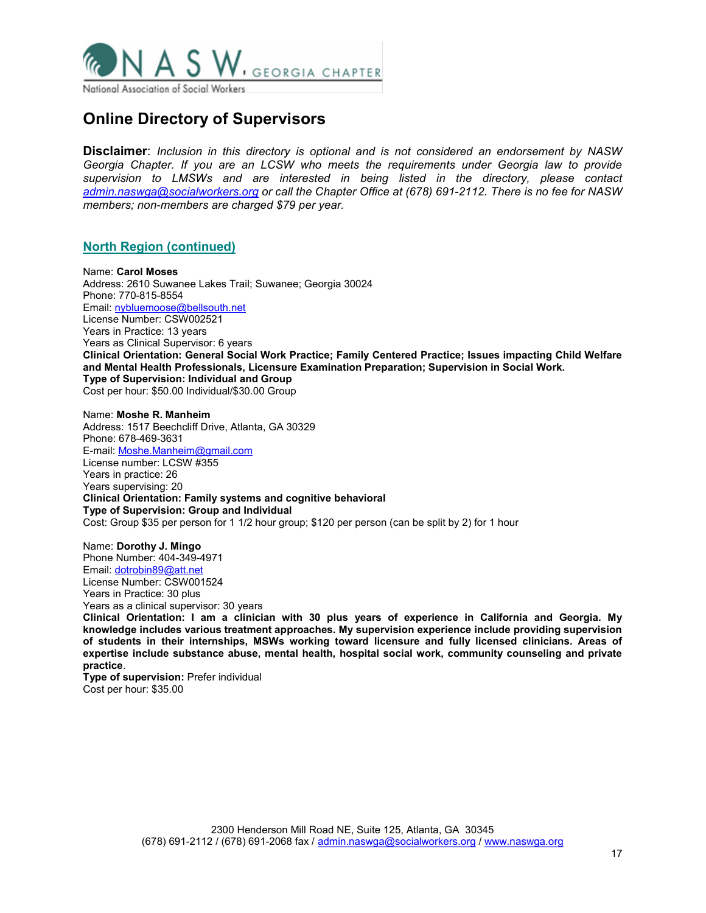NASW GEORGIA CHAPTER
National Association of Social Workers

## Online Directory of Supervisors

**Disclaimer**: *Inclusion in this directory is optional and is not considered an endorsement by NASW Georgia Chapter. If you are an LCSW who meets the requirements under Georgia law to provide supervision to LMSWs and are interested in being listed in the directory, please contact [admin.naswga@socialworkers.org](mailto:admin.naswga@socialworkers.org) or call the Chapter Office at (678) 691-2112. There is no fee for NASW members; non-members are charged $79 per year.*

### North Region (continued)

Name: **Carol Moses**
Address: 2610 Suwanee Lakes Trail; Suwanee; Georgia 30024
Phone: 770-815-8554
Email: [nybluemoose@bellsouth.net](mailto:nybluemoose@bellsouth.net)
License Number: CSW002521
Years in Practice: 13 years
Years as Clinical Supervisor: 6 years
**Clinical Orientation: General Social Work Practice; Family Centered Practice; Issues impacting Child Welfare and Mental Health Professionals, Licensure Examination Preparation; Supervision in Social Work.**
**Type of Supervision: Individual and Group**
Cost per hour: $50.00 Individual/$30.00 Group

Name: **Moshe R. Manheim**
Address: 1517 Beechcliff Drive, Atlanta, GA 30329
Phone: 678-469-3631
E-mail: [Moshe.Manheim@gmail.com](mailto:Moshe.Manheim@gmail.com)
License number: LCSW #355
Years in practice: 26
Years supervising: 20
**Clinical Orientation: Family systems and cognitive behavioral**
**Type of Supervision: Group and Individual**
Cost: Group $35 per person for 1 1/2 hour group; $120 per person (can be split by 2) for 1 hour

Name: **Dorothy J. Mingo**
Phone Number: 404-349-4971
Email: [dotrobin89@att.net](mailto:dotrobin89@att.net)
License Number: CSW001524
Years in Practice: 30 plus
Years as a clinical supervisor: 30 years
**Clinical Orientation: I am a clinician with 30 plus years of experience in California and Georgia. My knowledge includes various treatment approaches. My supervision experience include providing supervision of students in their internships, MSWs working toward licensure and fully licensed clinicians. Areas of expertise include substance abuse, mental health, hospital social work, community counseling and private practice**.
**Type of supervision:** Prefer individual
Cost per hour: $35.00

2300 Henderson Mill Road NE, Suite 125, Atlanta, GA 30345
(678) 691-2112 / (678) 691-2068 fax / [admin.naswga@socialworkers.org](mailto:admin.naswga@socialworkers.org) / [www.naswga.org](http://www.naswga.org)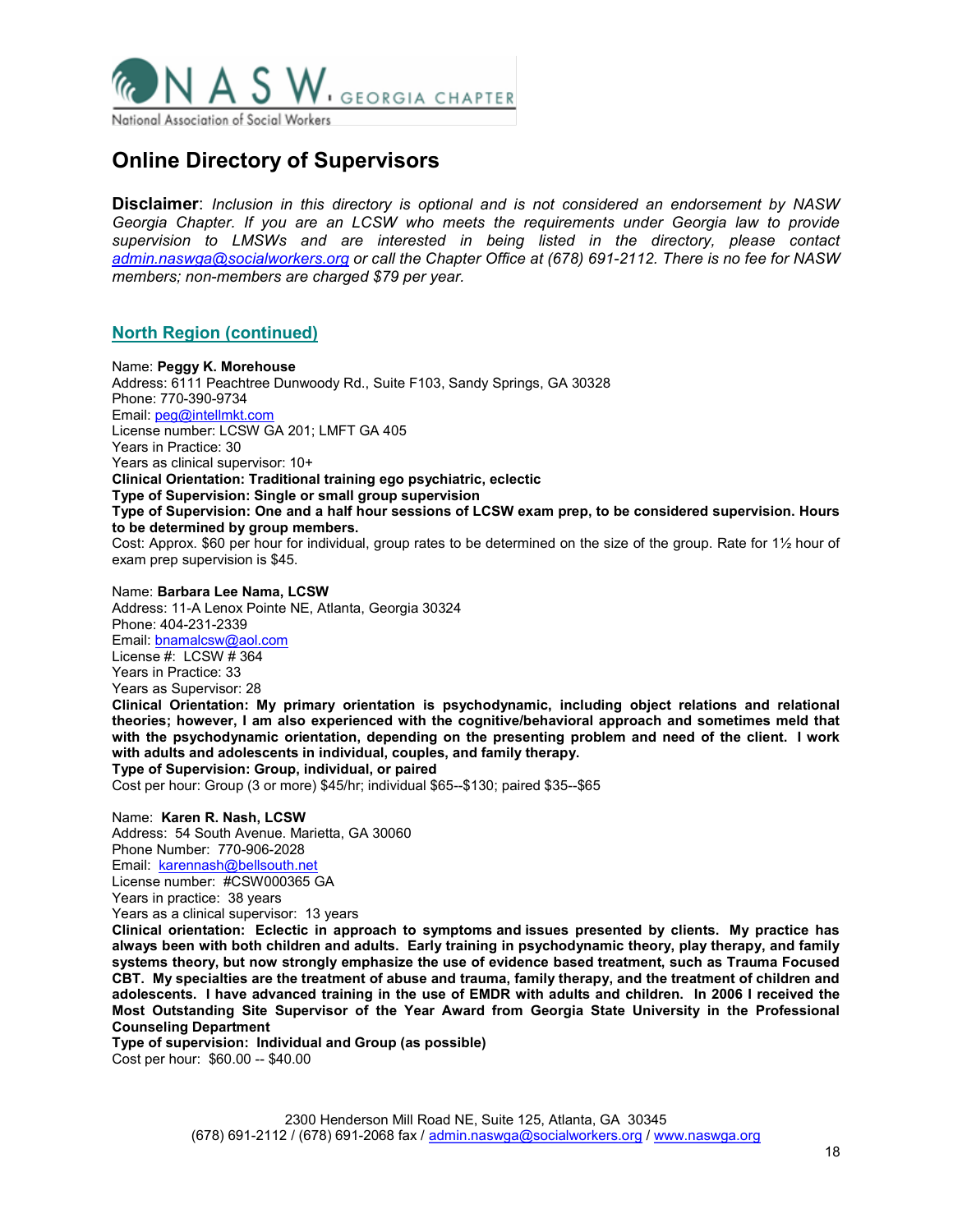NASW GEORGIA CHAPTER
National Association of Social Workers

# Online Directory of Supervisors

**Disclaimer**: *Inclusion in this directory is optional and is not considered an endorsement by NASW Georgia Chapter. If you are an LCSW who meets the requirements under Georgia law to provide supervision to LMSWs and are interested in being listed in the directory, please contact admin.naswga@socialworkers.org or call the Chapter Office at (678) 691-2112. There is no fee for NASW members; non-members are charged $79 per year.*

## North Region (continued)

Name: **Peggy K. Morehouse**
Address: 6111 Peachtree Dunwoody Rd., Suite F103, Sandy Springs, GA 30328
Phone: 770-390-9734
Email: peg@intellmkt.com
License number: LCSW GA 201; LMFT GA 405
Years in Practice: 30
Years as clinical supervisor: 10+
**Clinical Orientation: Traditional training ego psychiatric, eclectic**
**Type of Supervision: Single or small group supervision**
**Type of Supervision: One and a half hour sessions of LCSW exam prep, to be considered supervision. Hours to be determined by group members.**
Cost: Approx. $60 per hour for individual, group rates to be determined on the size of the group. Rate for 1½ hour of exam prep supervision is $45.

Name: **Barbara Lee Nama, LCSW**
Address: 11-A Lenox Pointe NE, Atlanta, Georgia 30324
Phone: 404-231-2339
Email: bnamalcsw@aol.com
License #: LCSW # 364
Years in Practice: 33
Years as Supervisor: 28
**Clinical Orientation: My primary orientation is psychodynamic, including object relations and relational theories; however, I am also experienced with the cognitive/behavioral approach and sometimes meld that with the psychodynamic orientation, depending on the presenting problem and need of the client. I work with adults and adolescents in individual, couples, and family therapy.**
**Type of Supervision: Group, individual, or paired**
Cost per hour: Group (3 or more) $45/hr; individual $65--$130; paired $35--$65

Name: **Karen R. Nash, LCSW**
Address: 54 South Avenue. Marietta, GA 30060
Phone Number: 770-906-2028
Email: karennash@bellsouth.net
License number: #CSW000365 GA
Years in practice: 38 years
Years as a clinical supervisor: 13 years
**Clinical orientation: Eclectic in approach to symptoms and issues presented by clients. My practice has always been with both children and adults. Early training in psychodynamic theory, play therapy, and family systems theory, but now strongly emphasize the use of evidence based treatment, such as Trauma Focused CBT. My specialties are the treatment of abuse and trauma, family therapy, and the treatment of children and adolescents. I have advanced training in the use of EMDR with adults and children. In 2006 I received the Most Outstanding Site Supervisor of the Year Award from Georgia State University in the Professional Counseling Department**
**Type of supervision: Individual and Group (as possible)**
Cost per hour: $60.00 -- $40.00

2300 Henderson Mill Road NE, Suite 125, Atlanta, GA 30345
(678) 691-2112 / (678) 691-2068 fax / admin.naswga@socialworkers.org / www.naswga.org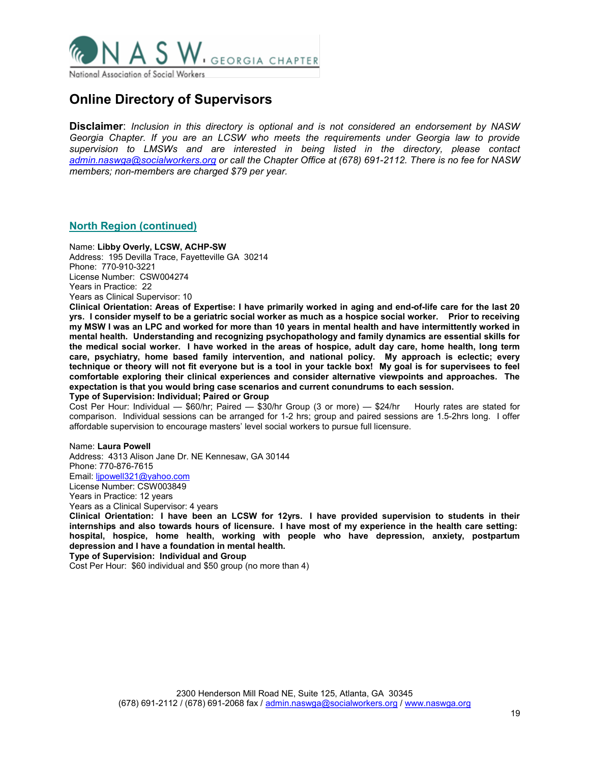NASW, GEORGIA CHAPTER
National Association of Social Workers

# Online Directory of Supervisors

**Disclaimer**: *Inclusion in this directory is optional and is not considered an endorsement by NASW Georgia Chapter. If you are an LCSW who meets the requirements under Georgia law to provide supervision to LMSWs and are interested in being listed in the directory, please contact admin.naswga@socialworkers.org or call the Chapter Office at (678) 691-2112. There is no fee for NASW members; non-members are charged $79 per year.*

## North Region (continued)

Name: **Libby Overly, LCSW, ACHP-SW**
Address: 195 Devilla Trace, Fayetteville GA 30214
Phone: 770-910-3221
License Number: CSW004274
Years in Practice: 22
Years as Clinical Supervisor: 10
**Clinical Orientation: Areas of Expertise: I have primarily worked in aging and end-of-life care for the last 20 yrs. I consider myself to be a geriatric social worker as much as a hospice social worker. Prior to receiving my MSW I was an LPC and worked for more than 10 years in mental health and have intermittently worked in mental health. Understanding and recognizing psychopathology and family dynamics are essential skills for the medical social worker. I have worked in the areas of hospice, adult day care, home health, long term care, psychiatry, home based family intervention, and national policy. My approach is eclectic; every technique or theory will not fit everyone but is a tool in your tackle box! My goal is for supervisees to feel comfortable exploring their clinical experiences and consider alternative viewpoints and approaches. The expectation is that you would bring case scenarios and current conundrums to each session.**
**Type of Supervision: Individual; Paired or Group**
Cost Per Hour: Individual — $60/hr; Paired — $30/hr Group (3 or more) — $24/hr Hourly rates are stated for comparison. Individual sessions can be arranged for 1-2 hrs; group and paired sessions are 1.5-2hrs long. I offer affordable supervision to encourage masters' level social workers to pursue full licensure.

Name: **Laura Powell**
Address: 4313 Alison Jane Dr. NE Kennesaw, GA 30144
Phone: 770-876-7615
Email: ljpowell321@yahoo.com
License Number: CSW003849
Years in Practice: 12 years
Years as a Clinical Supervisor: 4 years
**Clinical Orientation: I have been an LCSW for 12yrs. I have provided supervision to students in their internships and also towards hours of licensure. I have most of my experience in the health care setting: hospital, hospice, home health, working with people who have depression, anxiety, postpartum depression and I have a foundation in mental health.**
**Type of Supervision: Individual and Group**
Cost Per Hour: $60 individual and $50 group (no more than 4)

2300 Henderson Mill Road NE, Suite 125, Atlanta, GA 30345
(678) 691-2112 / (678) 691-2068 fax / admin.naswga@socialworkers.org / www.naswga.org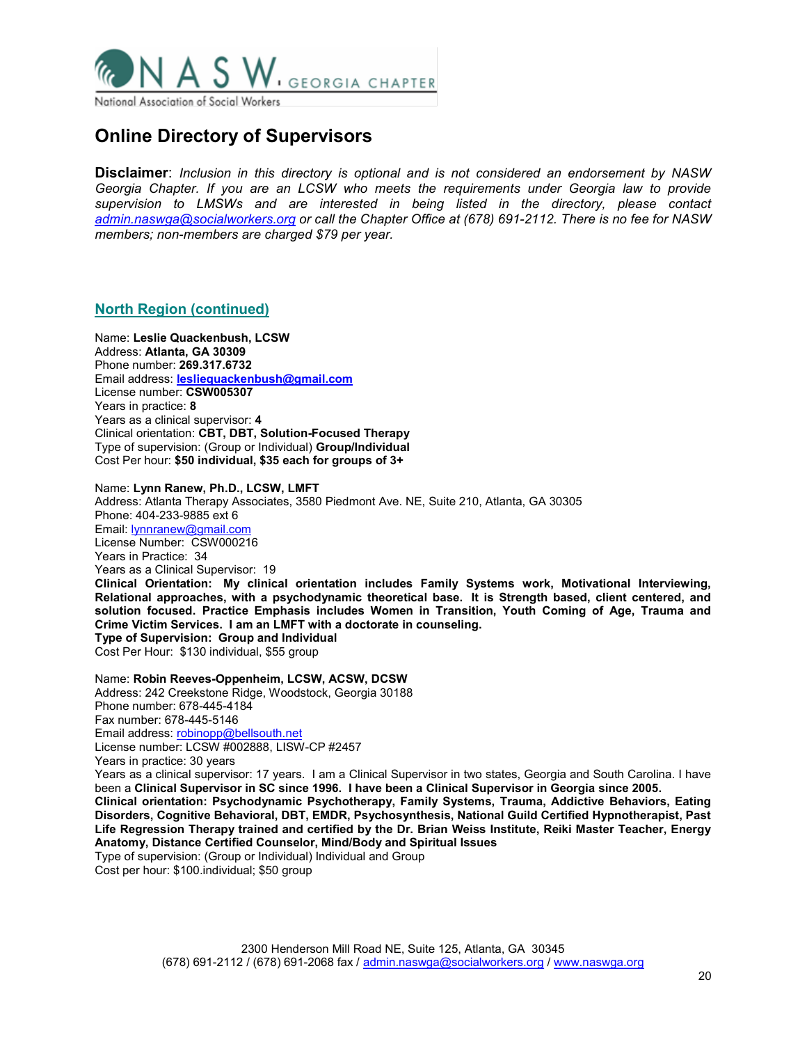NASW · GEORGIA CHAPTER
National Association of Social Workers

# Online Directory of Supervisors

**Disclaimer**: *Inclusion in this directory is optional and is not considered an endorsement by NASW Georgia Chapter. If you are an LCSW who meets the requirements under Georgia law to provide supervision to LMSWs and are interested in being listed in the directory, please contact admin.naswga@socialworkers.org or call the Chapter Office at (678) 691-2112. There is no fee for NASW members; non-members are charged $79 per year.*

## North Region (continued)

Name: **Leslie Quackenbush, LCSW**
Address: **Atlanta, GA 30309**
Phone number: **269.317.6732**
Email address: **lesliequackenbush@gmail.com**
License number: **CSW005307**
Years in practice: **8**
Years as a clinical supervisor: **4**
Clinical orientation: **CBT, DBT, Solution-Focused Therapy**
Type of supervision: (Group or Individual) **Group/Individual**
Cost Per hour: **$50 individual, $35 each for groups of 3+**

Name: **Lynn Ranew, Ph.D., LCSW, LMFT**
Address: Atlanta Therapy Associates, 3580 Piedmont Ave. NE, Suite 210, Atlanta, GA 30305
Phone: 404-233-9885 ext 6
Email: lynnranew@gmail.com
License Number: CSW000216
Years in Practice: 34
Years as a Clinical Supervisor: 19
**Clinical Orientation: My clinical orientation includes Family Systems work, Motivational Interviewing, Relational approaches, with a psychodynamic theoretical base. It is Strength based, client centered, and solution focused. Practice Emphasis includes Women in Transition, Youth Coming of Age, Trauma and Crime Victim Services. I am an LMFT with a doctorate in counseling.**
**Type of Supervision: Group and Individual**
Cost Per Hour: $130 individual, $55 group

Name: **Robin Reeves-Oppenheim, LCSW, ACSW, DCSW**
Address: 242 Creekstone Ridge, Woodstock, Georgia 30188
Phone number: 678-445-4184
Fax number: 678-445-5146
Email address: robinopp@bellsouth.net
License number: LCSW #002888, LISW-CP #2457
Years in practice: 30 years
Years as a clinical supervisor: 17 years. I am a Clinical Supervisor in two states, Georgia and South Carolina. I have been a **Clinical Supervisor in SC since 1996. I have been a Clinical Supervisor in Georgia since 2005.**
**Clinical orientation: Psychodynamic Psychotherapy, Family Systems, Trauma, Addictive Behaviors, Eating Disorders, Cognitive Behavioral, DBT, EMDR, Psychosynthesis, National Guild Certified Hypnotherapist, Past Life Regression Therapy trained and certified by the Dr. Brian Weiss Institute, Reiki Master Teacher, Energy Anatomy, Distance Certified Counselor, Mind/Body and Spiritual Issues**
Type of supervision: (Group or Individual) Individual and Group
Cost per hour: $100.individual; $50 group

2300 Henderson Mill Road NE, Suite 125, Atlanta, GA 30345
(678) 691-2112 / (678) 691-2068 fax / admin.naswga@socialworkers.org / www.naswga.org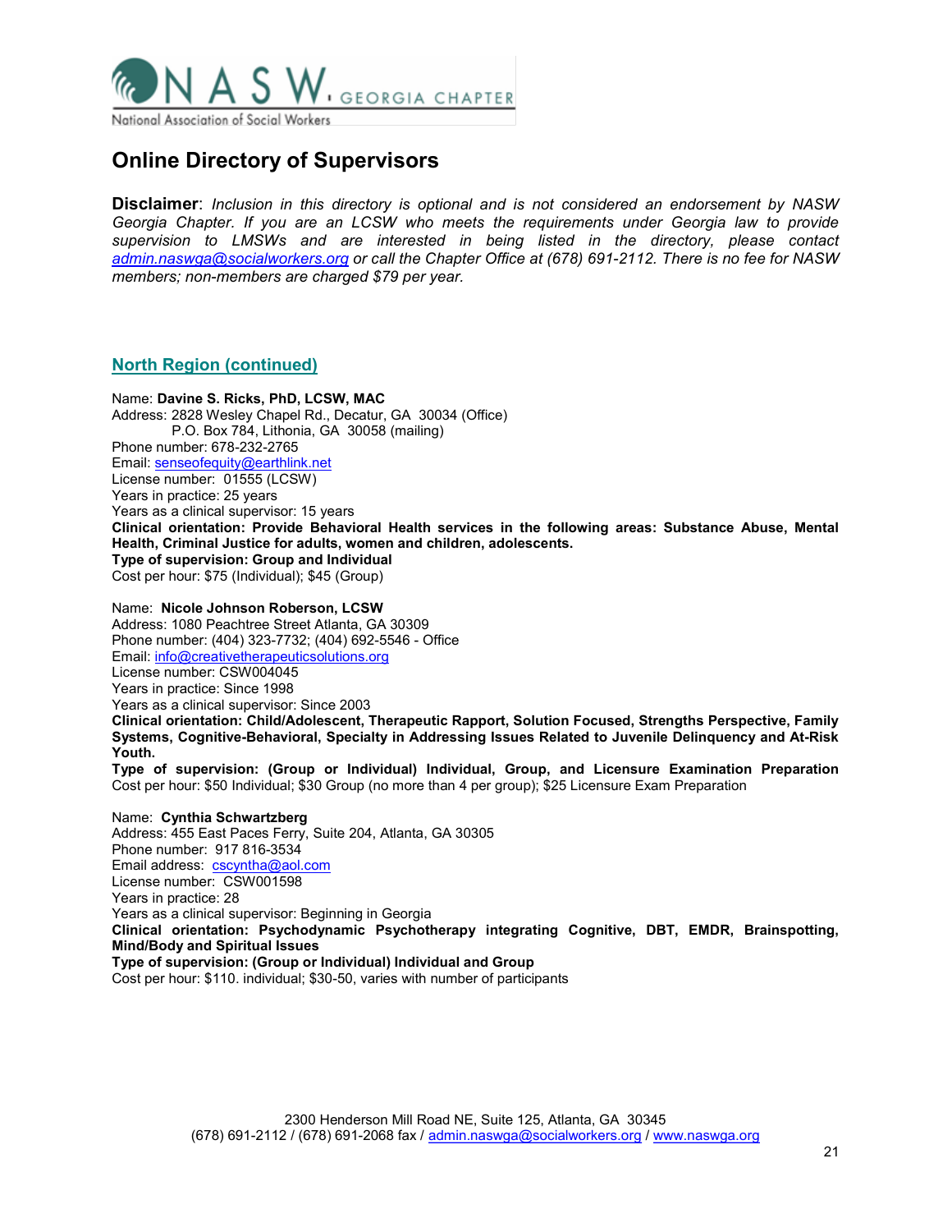NASW Georgia Chapter
National Association of Social Workers

# Online Directory of Supervisors

**Disclaimer**: *Inclusion in this directory is optional and is not considered an endorsement by NASW Georgia Chapter. If you are an LCSW who meets the requirements under Georgia law to provide supervision to LMSWs and are interested in being listed in the directory, please contact admin.naswga@socialworkers.org or call the Chapter Office at (678) 691-2112. There is no fee for NASW members; non-members are charged $79 per year.*

## North Region (continued)

Name: **Davine S. Ricks, PhD, LCSW, MAC**
Address: 2828 Wesley Chapel Rd., Decatur, GA 30034 (Office)
P.O. Box 784, Lithonia, GA 30058 (mailing)
Phone number: 678-232-2765
Email: senseofequity@earthlink.net
License number: 01555 (LCSW)
Years in practice: 25 years
Years as a clinical supervisor: 15 years
**Clinical orientation: Provide Behavioral Health services in the following areas: Substance Abuse, Mental Health, Criminal Justice for adults, women and children, adolescents.**
**Type of supervision: Group and Individual**
Cost per hour: $75 (Individual); $45 (Group)

Name: **Nicole Johnson Roberson, LCSW**
Address: 1080 Peachtree Street Atlanta, GA 30309
Phone number: (404) 323-7732; (404) 692-5546 - Office
Email: info@creativetherapeuticsolutions.org
License number: CSW004045
Years in practice: Since 1998
Years as a clinical supervisor: Since 2003
**Clinical orientation: Child/Adolescent, Therapeutic Rapport, Solution Focused, Strengths Perspective, Family Systems, Cognitive-Behavioral, Specialty in Addressing Issues Related to Juvenile Delinquency and At-Risk Youth.**
**Type of supervision: (Group or Individual) Individual, Group, and Licensure Examination Preparation**
Cost per hour: $50 Individual; $30 Group (no more than 4 per group); $25 Licensure Exam Preparation

Name: **Cynthia Schwartzberg**
Address: 455 East Paces Ferry, Suite 204, Atlanta, GA 30305
Phone number: 917 816-3534
Email address: cscyntha@aol.com
License number: CSW001598
Years in practice: 28
Years as a clinical supervisor: Beginning in Georgia
**Clinical orientation: Psychodynamic Psychotherapy integrating Cognitive, DBT, EMDR, Brainspotting, Mind/Body and Spiritual Issues**
**Type of supervision: (Group or Individual) Individual and Group**
Cost per hour: $110. individual; $30-50, varies with number of participants

2300 Henderson Mill Road NE, Suite 125, Atlanta, GA 30345
(678) 691-2112 / (678) 691-2068 fax / admin.naswga@socialworkers.org / www.naswga.org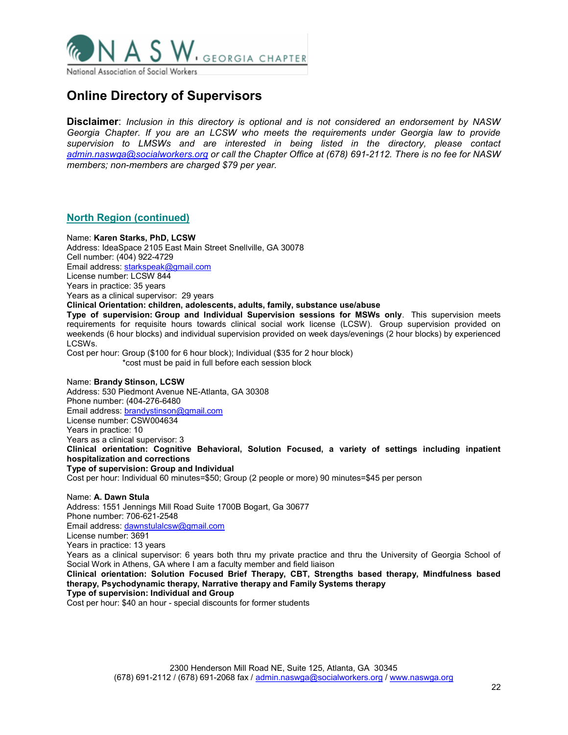NASW Georgia Chapter
National Association of Social Workers

# Online Directory of Supervisors

**Disclaimer**: *Inclusion in this directory is optional and is not considered an endorsement by NASW Georgia Chapter. If you are an LCSW who meets the requirements under Georgia law to provide supervision to LMSWs and are interested in being listed in the directory, please contact admin.naswga@socialworkers.org or call the Chapter Office at (678) 691-2112. There is no fee for NASW members; non-members are charged $79 per year.*

## North Region (continued)

Name: **Karen Starks, PhD, LCSW**
Address: IdeaSpace 2105 East Main Street Snellville, GA 30078
Cell number: (404) 922-4729
Email address: starkspeak@gmail.com
License number: LCSW 844
Years in practice: 35 years
Years as a clinical supervisor: 29 years
**Clinical Orientation: children, adolescents, adults, family, substance use/abuse**
**Type of supervision: Group and Individual Supervision sessions for MSWs only**. This supervision meets requirements for requisite hours towards clinical social work license (LCSW). Group supervision provided on weekends (6 hour blocks) and individual supervision provided on week days/evenings (2 hour blocks) by experienced LCSWs.
Cost per hour: Group ($100 for 6 hour block); Individual ($35 for 2 hour block)
*cost must be paid in full before each session block

Name: **Brandy Stinson, LCSW**
Address: 530 Piedmont Avenue NE-Atlanta, GA 30308
Phone number: (404-276-6480
Email address: brandystinson@gmail.com
License number: CSW004634
Years in practice: 10
Years as a clinical supervisor: 3
**Clinical orientation: Cognitive Behavioral, Solution Focused, a variety of settings including inpatient hospitalization and corrections**
**Type of supervision: Group and Individual**
Cost per hour: Individual 60 minutes=$50; Group (2 people or more) 90 minutes=$45 per person

Name: **A. Dawn Stula**
Address: 1551 Jennings Mill Road Suite 1700B Bogart, Ga 30677
Phone number: 706-621-2548
Email address: dawnstulalcsw@gmail.com
License number: 3691
Years in practice: 13 years
Years as a clinical supervisor: 6 years both thru my private practice and thru the University of Georgia School of Social Work in Athens, GA where I am a faculty member and field liaison
**Clinical orientation: Solution Focused Brief Therapy, CBT, Strengths based therapy, Mindfulness based therapy, Psychodynamic therapy, Narrative therapy and Family Systems therapy**
**Type of supervision: Individual and Group**
Cost per hour: $40 an hour - special discounts for former students

2300 Henderson Mill Road NE, Suite 125, Atlanta, GA 30345
(678) 691-2112 / (678) 691-2068 fax / admin.naswga@socialworkers.org / www.naswga.org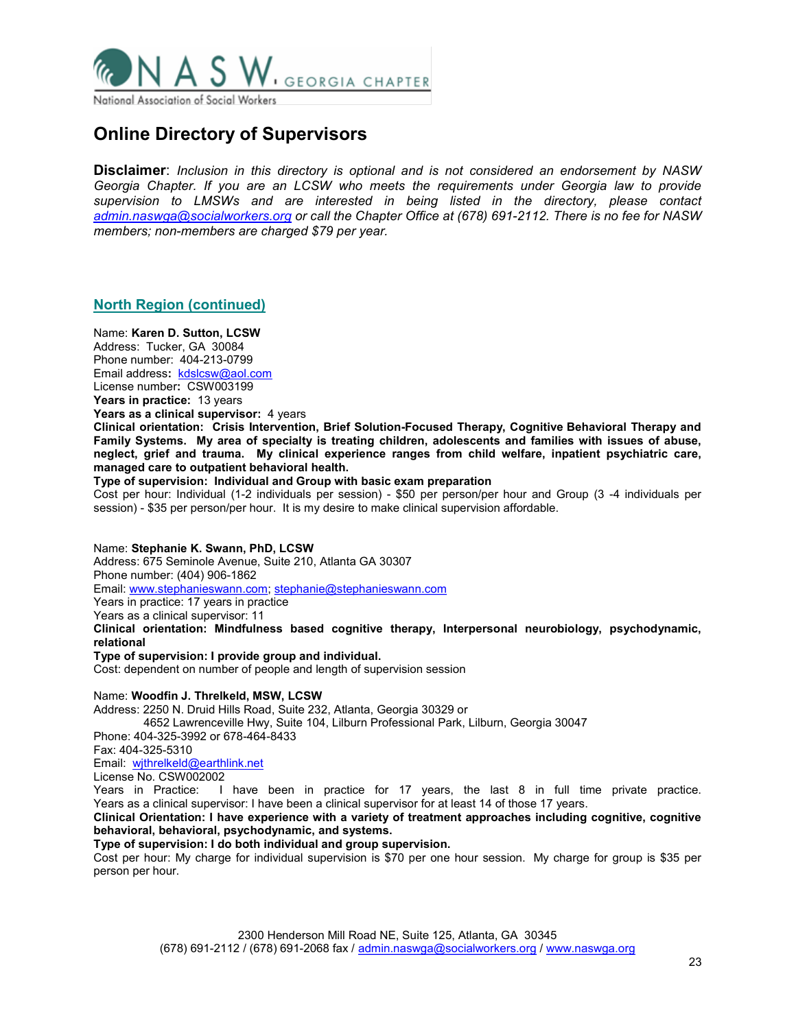# NASW Georgia Chapter

National Association of Social Workers

## Online Directory of Supervisors

**Disclaimer**: *Inclusion in this directory is optional and is not considered an endorsement by NASW Georgia Chapter. If you are an LCSW who meets the requirements under Georgia law to provide supervision to LMSWs and are interested in being listed in the directory, please contact admin.naswga@socialworkers.org or call the Chapter Office at (678) 691-2112. There is no fee for NASW members; non-members are charged $79 per year.*

### North Region (continued)

Name: **Karen D. Sutton, LCSW**
Address: Tucker, GA 30084
Phone number: 404-213-0799
Email address**:** kdslcsw@aol.com
License number**:** CSW003199
**Years in practice:** 13 years
**Years as a clinical supervisor:** 4 years
**Clinical orientation: Crisis Intervention, Brief Solution-Focused Therapy, Cognitive Behavioral Therapy and Family Systems. My area of specialty is treating children, adolescents and families with issues of abuse, neglect, grief and trauma. My clinical experience ranges from child welfare, inpatient psychiatric care, managed care to outpatient behavioral health.**
**Type of supervision: Individual and Group with basic exam preparation**
Cost per hour: Individual (1-2 individuals per session) - $50 per person/per hour and Group (3 -4 individuals per session) - $35 per person/per hour. It is my desire to make clinical supervision affordable.

Name: **Stephanie K. Swann, PhD, LCSW**
Address: 675 Seminole Avenue, Suite 210, Atlanta GA 30307
Phone number: (404) 906-1862
Email: www.stephanieswann.com; stephanie@stephanieswann.com
Years in practice: 17 years in practice
Years as a clinical supervisor: 11
**Clinical orientation: Mindfulness based cognitive therapy, Interpersonal neurobiology, psychodynamic, relational**
**Type of supervision: I provide group and individual.**
Cost: dependent on number of people and length of supervision session

Name: **Woodfin J. Threlkeld, MSW, LCSW**
Address: 2250 N. Druid Hills Road, Suite 232, Atlanta, Georgia 30329 or
4652 Lawrenceville Hwy, Suite 104, Lilburn Professional Park, Lilburn, Georgia 30047
Phone: 404-325-3992 or 678-464-8433
Fax: 404-325-5310
Email: wjthrelkeld@earthlink.net
License No. CSW002002
Years in Practice: I have been in practice for 17 years, the last 8 in full time private practice.
Years as a clinical supervisor: I have been a clinical supervisor for at least 14 of those 17 years.
**Clinical Orientation: I have experience with a variety of treatment approaches including cognitive, cognitive behavioral, behavioral, psychodynamic, and systems.**
**Type of supervision: I do both individual and group supervision.**
Cost per hour: My charge for individual supervision is $70 per one hour session. My charge for group is $35 per person per hour.

2300 Henderson Mill Road NE, Suite 125, Atlanta, GA 30345
(678) 691-2112 / (678) 691-2068 fax / admin.naswga@socialworkers.org / www.naswga.org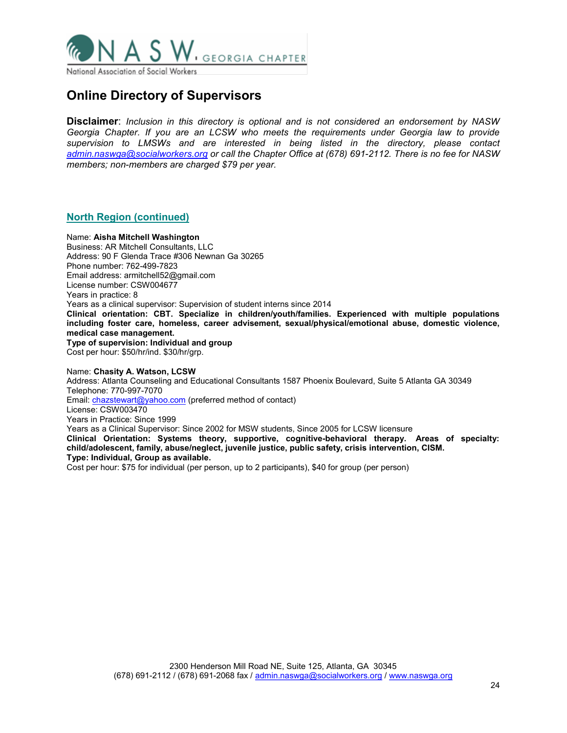NASW GEORGIA CHAPTER
National Association of Social Workers

## Online Directory of Supervisors

**Disclaimer**: *Inclusion in this directory is optional and is not considered an endorsement by NASW Georgia Chapter. If you are an LCSW who meets the requirements under Georgia law to provide supervision to LMSWs and are interested in being listed in the directory, please contact [admin.naswga@socialworkers.org](mailto:admin.naswga@socialworkers.org) or call the Chapter Office at (678) 691-2112. There is no fee for NASW members; non-members are charged $79 per year.*

### North Region (continued)

Name: **Aisha Mitchell Washington**
Business: AR Mitchell Consultants, LLC
Address: 90 F Glenda Trace #306 Newnan Ga 30265
Phone number: 762-499-7823
Email address: armitchell52@gmail.com
License number: CSW004677
Years in practice: 8
Years as a clinical supervisor: Supervision of student interns since 2014
**Clinical orientation: CBT. Specialize in children/youth/families. Experienced with multiple populations including foster care, homeless, career advisement, sexual/physical/emotional abuse, domestic violence, medical case management.**
**Type of supervision: Individual and group**
Cost per hour: $50/hr/ind. $30/hr/grp.

Name: **Chasity A. Watson, LCSW**
Address: Atlanta Counseling and Educational Consultants 1587 Phoenix Boulevard, Suite 5 Atlanta GA 30349
Telephone: 770-997-7070
Email: [chazstewart@yahoo.com](mailto:chazstewart@yahoo.com) (preferred method of contact)
License: CSW003470
Years in Practice: Since 1999
Years as a Clinical Supervisor: Since 2002 for MSW students, Since 2005 for LCSW licensure
**Clinical Orientation: Systems theory, supportive, cognitive-behavioral therapy. Areas of specialty: child/adolescent, family, abuse/neglect, juvenile justice, public safety, crisis intervention, CISM.**
**Type: Individual, Group as available.**
Cost per hour: $75 for individual (per person, up to 2 participants), $40 for group (per person)

2300 Henderson Mill Road NE, Suite 125, Atlanta, GA 30345
(678) 691-2112 / (678) 691-2068 fax / [admin.naswga@socialworkers.org](mailto:admin.naswga@socialworkers.org) / [www.naswga.org](http://www.naswga.org)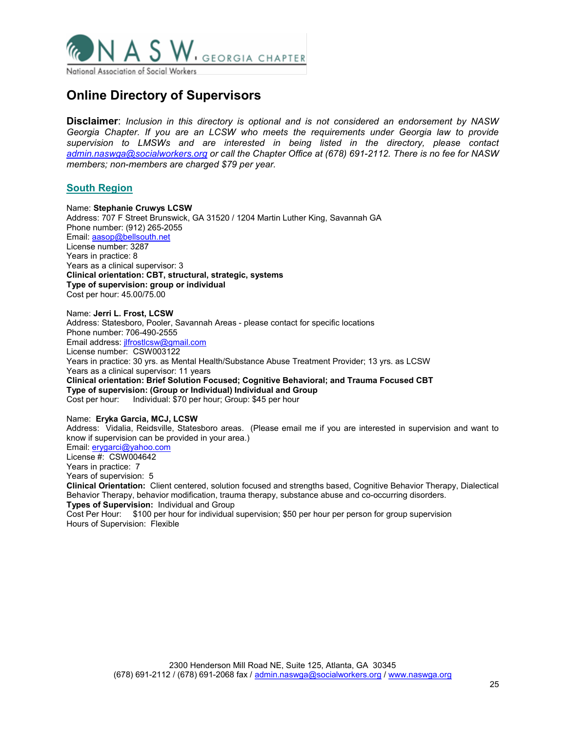NASW, GEORGIA CHAPTER
National Association of Social Workers

# Online Directory of Supervisors

**Disclaimer**: *Inclusion in this directory is optional and is not considered an endorsement by NASW Georgia Chapter. If you are an LCSW who meets the requirements under Georgia law to provide supervision to LMSWs and are interested in being listed in the directory, please contact admin.naswga@socialworkers.org or call the Chapter Office at (678) 691-2112. There is no fee for NASW members; non-members are charged $79 per year.*

## South Region

Name: **Stephanie Cruwys LCSW**
Address: 707 F Street Brunswick, GA 31520 / 1204 Martin Luther King, Savannah GA
Phone number: (912) 265-2055
Email: aasop@bellsouth.net
License number: 3287
Years in practice: 8
Years as a clinical supervisor: 3
**Clinical orientation: CBT, structural, strategic, systems**
**Type of supervision: group or individual**
Cost per hour: 45.00/75.00

Name: **Jerri L. Frost, LCSW**
Address: Statesboro, Pooler, Savannah Areas - please contact for specific locations
Phone number: 706-490-2555
Email address: jlfrostlcsw@gmail.com
License number: CSW003122
Years in practice: 30 yrs. as Mental Health/Substance Abuse Treatment Provider; 13 yrs. as LCSW
Years as a clinical supervisor: 11 years
**Clinical orientation: Brief Solution Focused; Cognitive Behavioral; and Trauma Focused CBT**
**Type of supervision: (Group or Individual) Individual and Group**
Cost per hour: Individual: $70 per hour; Group: $45 per hour

Name: **Eryka Garcia, MCJ, LCSW**
Address: Vidalia, Reidsville, Statesboro areas. (Please email me if you are interested in supervision and want to know if supervision can be provided in your area.)
Email: erygarci@yahoo.com
License #: CSW004642
Years in practice: 7
Years of supervision: 5
**Clinical Orientation:** Client centered, solution focused and strengths based, Cognitive Behavior Therapy, Dialectical Behavior Therapy, behavior modification, trauma therapy, substance abuse and co-occurring disorders.
**Types of Supervision:** Individual and Group
Cost Per Hour: $100 per hour for individual supervision; $50 per hour per person for group supervision
Hours of Supervision: Flexible

2300 Henderson Mill Road NE, Suite 125, Atlanta, GA 30345
(678) 691-2112 / (678) 691-2068 fax / admin.naswga@socialworkers.org / www.naswga.org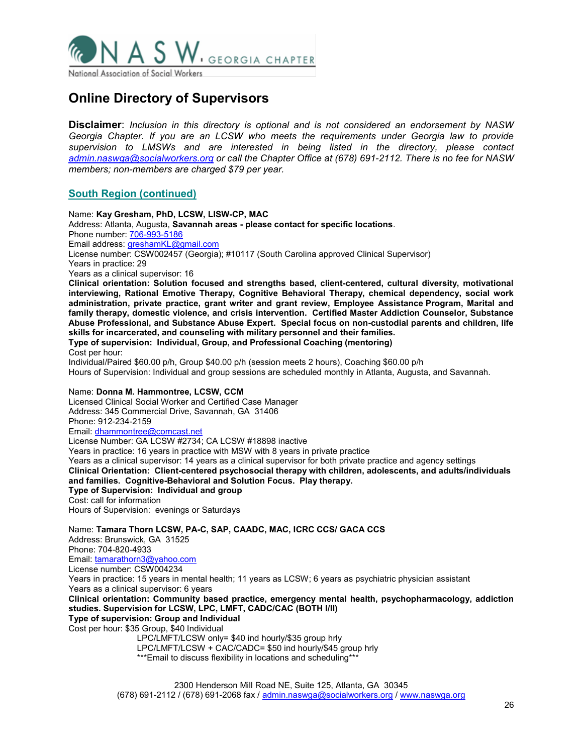NASW Georgia Chapter
National Association of Social Workers

# Online Directory of Supervisors

**Disclaimer**: *Inclusion in this directory is optional and is not considered an endorsement by NASW Georgia Chapter. If you are an LCSW who meets the requirements under Georgia law to provide supervision to LMSWs and are interested in being listed in the directory, please contact admin.naswga@socialworkers.org or call the Chapter Office at (678) 691-2112. There is no fee for NASW members; non-members are charged $79 per year.*

## South Region (continued)

Name: **Kay Gresham, PhD, LCSW, LISW-CP, MAC**
Address: Atlanta, Augusta, **Savannah areas - please contact for specific locations**.
Phone number: 706-993-5186
Email address: greshamKL@gmail.com
License number: CSW002457 (Georgia); #10117 (South Carolina approved Clinical Supervisor)
Years in practice: 29
Years as a clinical supervisor: 16
**Clinical orientation: Solution focused and strengths based, client-centered, cultural diversity, motivational interviewing, Rational Emotive Therapy, Cognitive Behavioral Therapy, chemical dependency, social work administration, private practice, grant writer and grant review, Employee Assistance Program, Marital and family therapy, domestic violence, and crisis intervention. Certified Master Addiction Counselor, Substance Abuse Professional, and Substance Abuse Expert. Special focus on non-custodial parents and children, life skills for incarcerated, and counseling with military personnel and their families.**
**Type of supervision: Individual, Group, and Professional Coaching (mentoring)**
Cost per hour:
Individual/Paired $60.00 p/h, Group $40.00 p/h (session meets 2 hours), Coaching $60.00 p/h
Hours of Supervision: Individual and group sessions are scheduled monthly in Atlanta, Augusta, and Savannah.

Name: **Donna M. Hammontree, LCSW, CCM**
Licensed Clinical Social Worker and Certified Case Manager
Address: 345 Commercial Drive, Savannah, GA 31406
Phone: 912-234-2159
Email: dhammontree@comcast.net
License Number: GA LCSW #2734; CA LCSW #18898 inactive
Years in practice: 16 years in practice with MSW with 8 years in private practice
Years as a clinical supervisor: 14 years as a clinical supervisor for both private practice and agency settings
**Clinical Orientation: Client-centered psychosocial therapy with children, adolescents, and adults/individuals and families. Cognitive-Behavioral and Solution Focus. Play therapy.**
**Type of Supervision: Individual and group**
Cost: call for information
Hours of Supervision: evenings or Saturdays

Name: **Tamara Thorn LCSW, PA-C, SAP, CAADC, MAC, ICRC CCS/ GACA CCS**
Address: Brunswick, GA 31525
Phone: 704-820-4933
Email: tamarathorn3@yahoo.com
License number: CSW004234
Years in practice: 15 years in mental health; 11 years as LCSW; 6 years as psychiatric physician assistant
Years as a clinical supervisor: 6 years
**Clinical orientation: Community based practice, emergency mental health, psychopharmacology, addiction studies. Supervision for LCSW, LPC, LMFT, CADC/CAC (BOTH I/II)**
**Type of supervision: Group and Individual**
Cost per hour: $35 Group, $40 Individual
LPC/LMFT/LCSW only= $40 ind hourly/$35 group hrly
LPC/LMFT/LCSW + CAC/CADC= $50 ind hourly/$45 group hrly
***Email to discuss flexibility in locations and scheduling***

2300 Henderson Mill Road NE, Suite 125, Atlanta, GA 30345
(678) 691-2112 / (678) 691-2068 fax / admin.naswga@socialworkers.org / www.naswga.org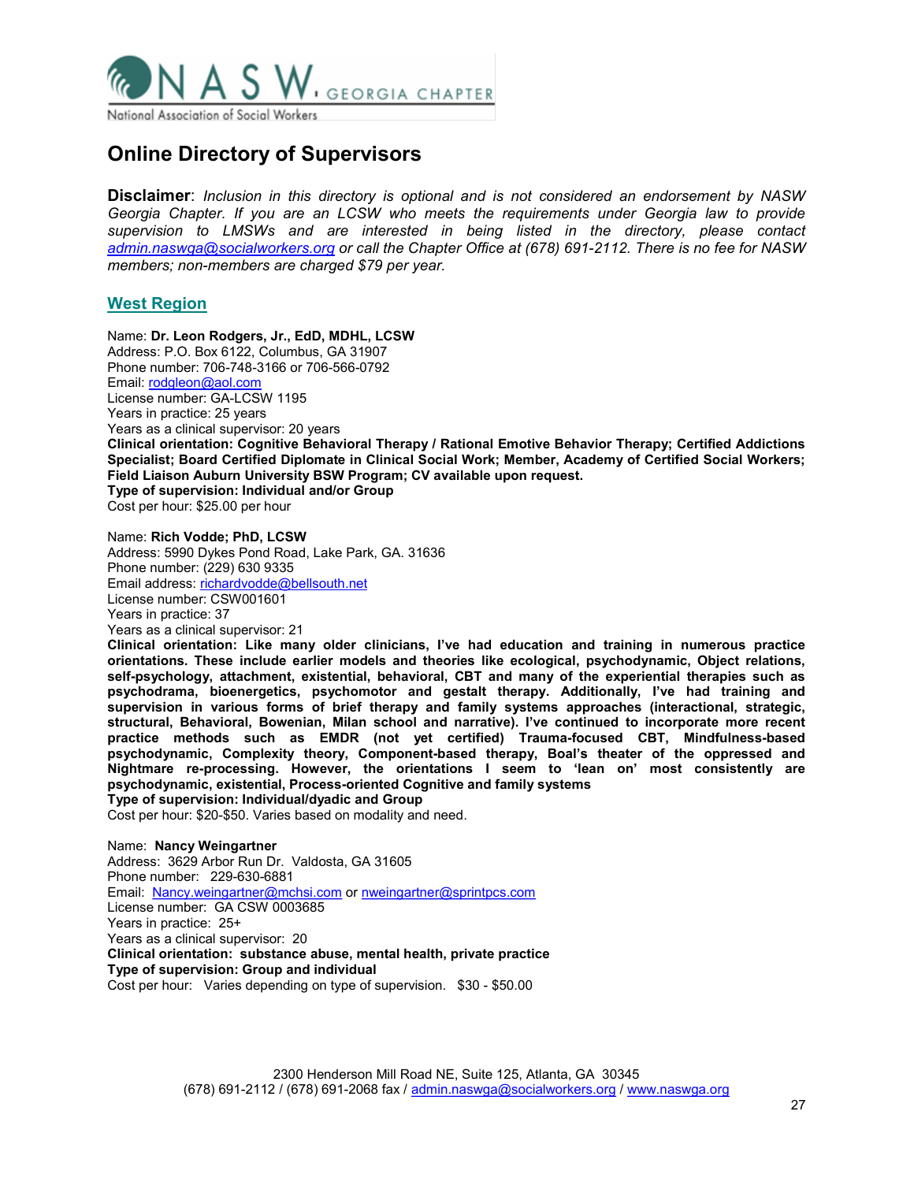NASW GEORGIA CHAPTER
National Association of Social Workers

# Online Directory of Supervisors

**Disclaimer**: *Inclusion in this directory is optional and is not considered an endorsement by NASW Georgia Chapter. If you are an LCSW who meets the requirements under Georgia law to provide supervision to LMSWs and are interested in being listed in the directory, please contact admin.naswga@socialworkers.org or call the Chapter Office at (678) 691-2112. There is no fee for NASW members; non-members are charged $79 per year.*

## West Region

Name: **Dr. Leon Rodgers, Jr., EdD, MDHL, LCSW**
Address: P.O. Box 6122, Columbus, GA 31907
Phone number: 706-748-3166 or 706-566-0792
Email: rodgleon@aol.com
License number: GA-LCSW 1195
Years in practice: 25 years
Years as a clinical supervisor: 20 years
**Clinical orientation: Cognitive Behavioral Therapy / Rational Emotive Behavior Therapy; Certified Addictions Specialist; Board Certified Diplomate in Clinical Social Work; Member, Academy of Certified Social Workers; Field Liaison Auburn University BSW Program; CV available upon request.**
**Type of supervision: Individual and/or Group**
Cost per hour: $25.00 per hour

Name: **Rich Vodde; PhD, LCSW**
Address: 5990 Dykes Pond Road, Lake Park, GA. 31636
Phone number: (229) 630 9335
Email address: richardvodde@bellsouth.net
License number: CSW001601
Years in practice: 37
Years as a clinical supervisor: 21
**Clinical orientation: Like many older clinicians, I've had education and training in numerous practice orientations. These include earlier models and theories like ecological, psychodynamic, Object relations, self-psychology, attachment, existential, behavioral, CBT and many of the experiential therapies such as psychodrama, bioenergetics, psychomotor and gestalt therapy. Additionally, I've had training and supervision in various forms of brief therapy and family systems approaches (interactional, strategic, structural, Behavioral, Bowenian, Milan school and narrative). I've continued to incorporate more recent practice methods such as EMDR (not yet certified) Trauma-focused CBT, Mindfulness-based psychodynamic, Complexity theory, Component-based therapy, Boal's theater of the oppressed and Nightmare re-processing. However, the orientations I seem to 'lean on' most consistently are psychodynamic, existential, Process-oriented Cognitive and family systems**
**Type of supervision: Individual/dyadic and Group**
Cost per hour: $20-$50. Varies based on modality and need.

Name: **Nancy Weingartner**
Address: 3629 Arbor Run Dr. Valdosta, GA 31605
Phone number: 229-630-6881
Email: Nancy.weingartner@mchsi.com or nweingartner@sprintpcs.com
License number: GA CSW 0003685
Years in practice: 25+
Years as a clinical supervisor: 20
**Clinical orientation: substance abuse, mental health, private practice**
**Type of supervision: Group and individual**
Cost per hour: Varies depending on type of supervision. $30 - $50.00

2300 Henderson Mill Road NE, Suite 125, Atlanta, GA 30345
(678) 691-2112 / (678) 691-2068 fax / admin.naswga@socialworkers.org / www.naswga.org